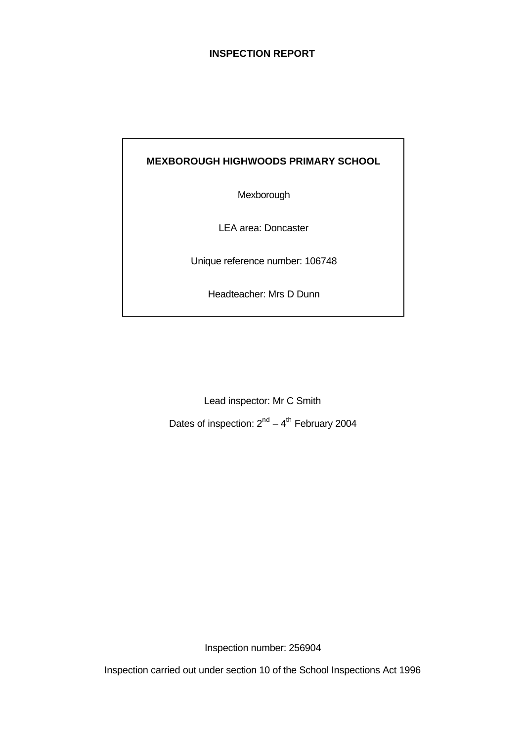# INSPECTION REPORT

**MEXBOROUGH HIGHWOODS PRIMARY SCHOOL**

Mexborough

LEA area: Doncaster

Unique reference number: 106748

Headteacher: Mrs D Dunn

Lead inspector: Mr C Smith

Dates of inspection: 2nd – 4th February 2004

Inspection number: 256904

Inspection carried out under section 10 of the School Inspections Act 1996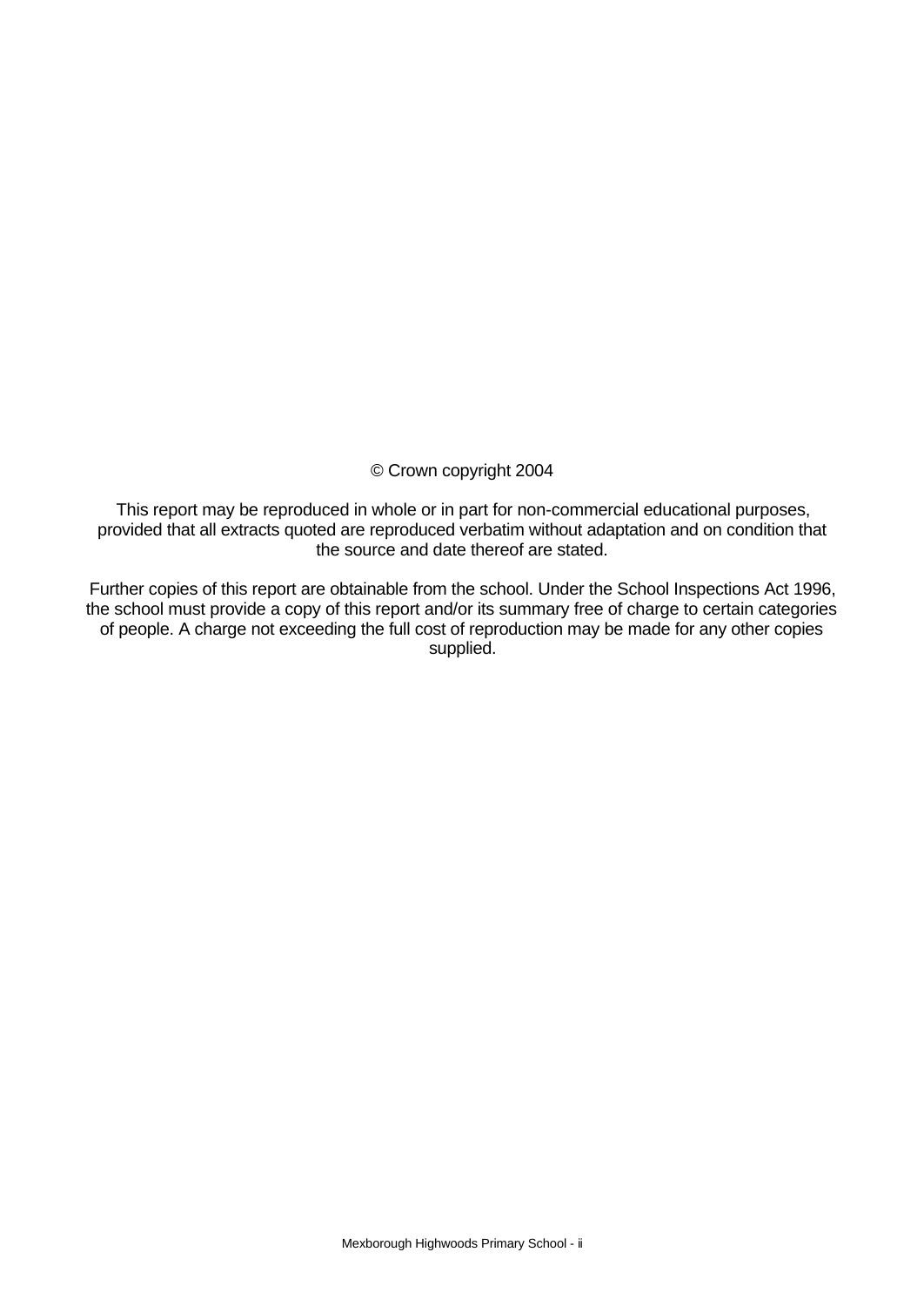© Crown copyright 2004

This report may be reproduced in whole or in part for non-commercial educational purposes, provided that all extracts quoted are reproduced verbatim without adaptation and on condition that the source and date thereof are stated.

Further copies of this report are obtainable from the school. Under the School Inspections Act 1996, the school must provide a copy of this report and/or its summary free of charge to certain categories of people. A charge not exceeding the full cost of reproduction may be made for any other copies supplied.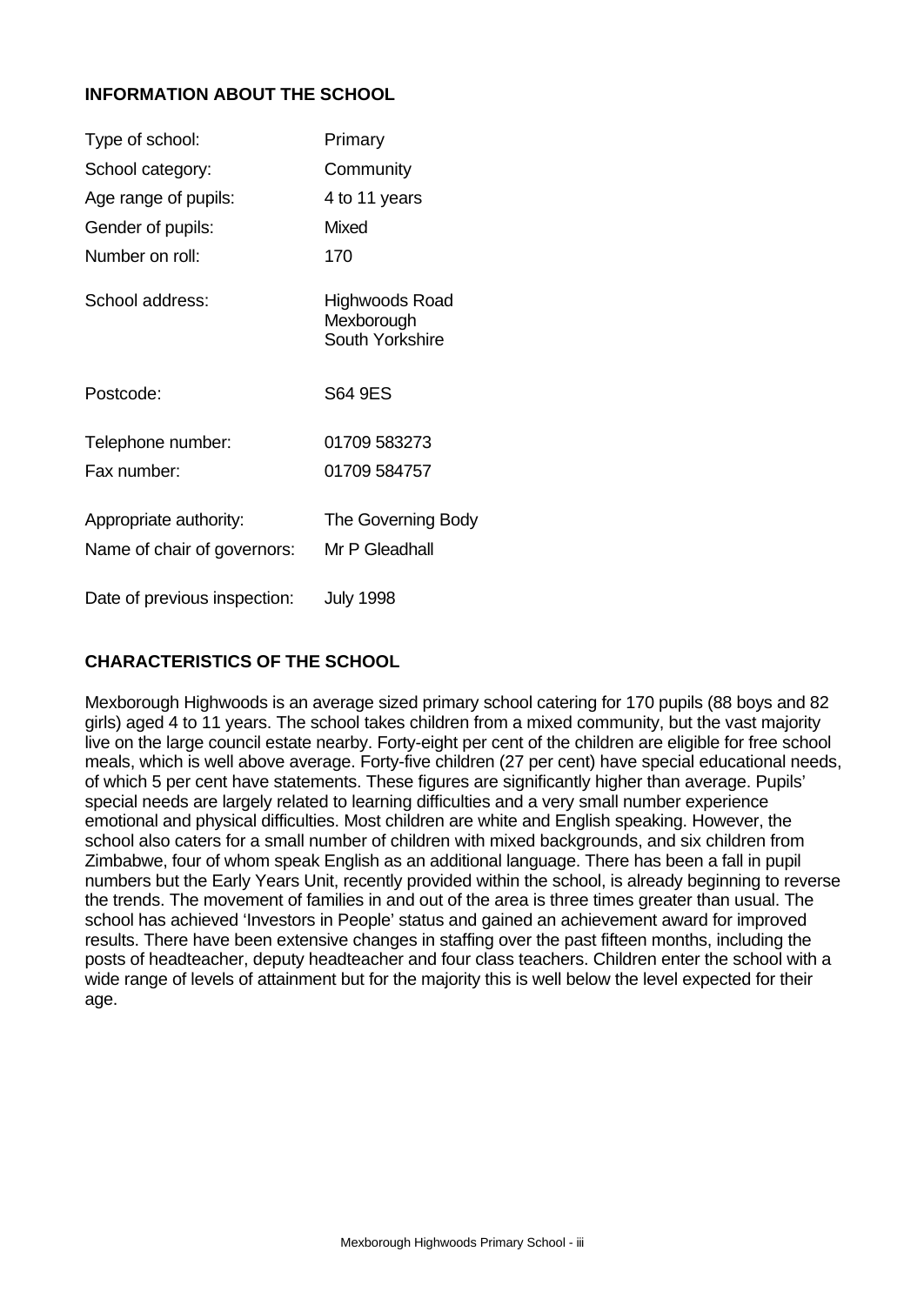## INFORMATION ABOUT THE SCHOOL

| | |
|---|---|
| Type of school: | Primary |
| School category: | Community |
| Age range of pupils: | 4 to 11 years |
| Gender of pupils: | Mixed |
| Number on roll: | 170 |
| School address: | Highwoods Road<br>Mexborough<br>South Yorkshire |
| Postcode: | S64 9ES |
| Telephone number: | 01709 583273 |
| Fax number: | 01709 584757 |
| Appropriate authority: | The Governing Body |
| Name of chair of governors: | Mr P Gleadhall |
| Date of previous inspection: | July 1998 |

## CHARACTERISTICS OF THE SCHOOL

Mexborough Highwoods is an average sized primary school catering for 170 pupils (88 boys and 82 girls) aged 4 to 11 years. The school takes children from a mixed community, but the vast majority live on the large council estate nearby. Forty-eight per cent of the children are eligible for free school meals, which is well above average. Forty-five children (27 per cent) have special educational needs, of which 5 per cent have statements. These figures are significantly higher than average. Pupils' special needs are largely related to learning difficulties and a very small number experience emotional and physical difficulties. Most children are white and English speaking. However, the school also caters for a small number of children with mixed backgrounds, and six children from Zimbabwe, four of whom speak English as an additional language. There has been a fall in pupil numbers but the Early Years Unit, recently provided within the school, is already beginning to reverse the trends. The movement of families in and out of the area is three times greater than usual. The school has achieved 'Investors in People' status and gained an achievement award for improved results. There have been extensive changes in staffing over the past fifteen months, including the posts of headteacher, deputy headteacher and four class teachers. Children enter the school with a wide range of levels of attainment but for the majority this is well below the level expected for their age.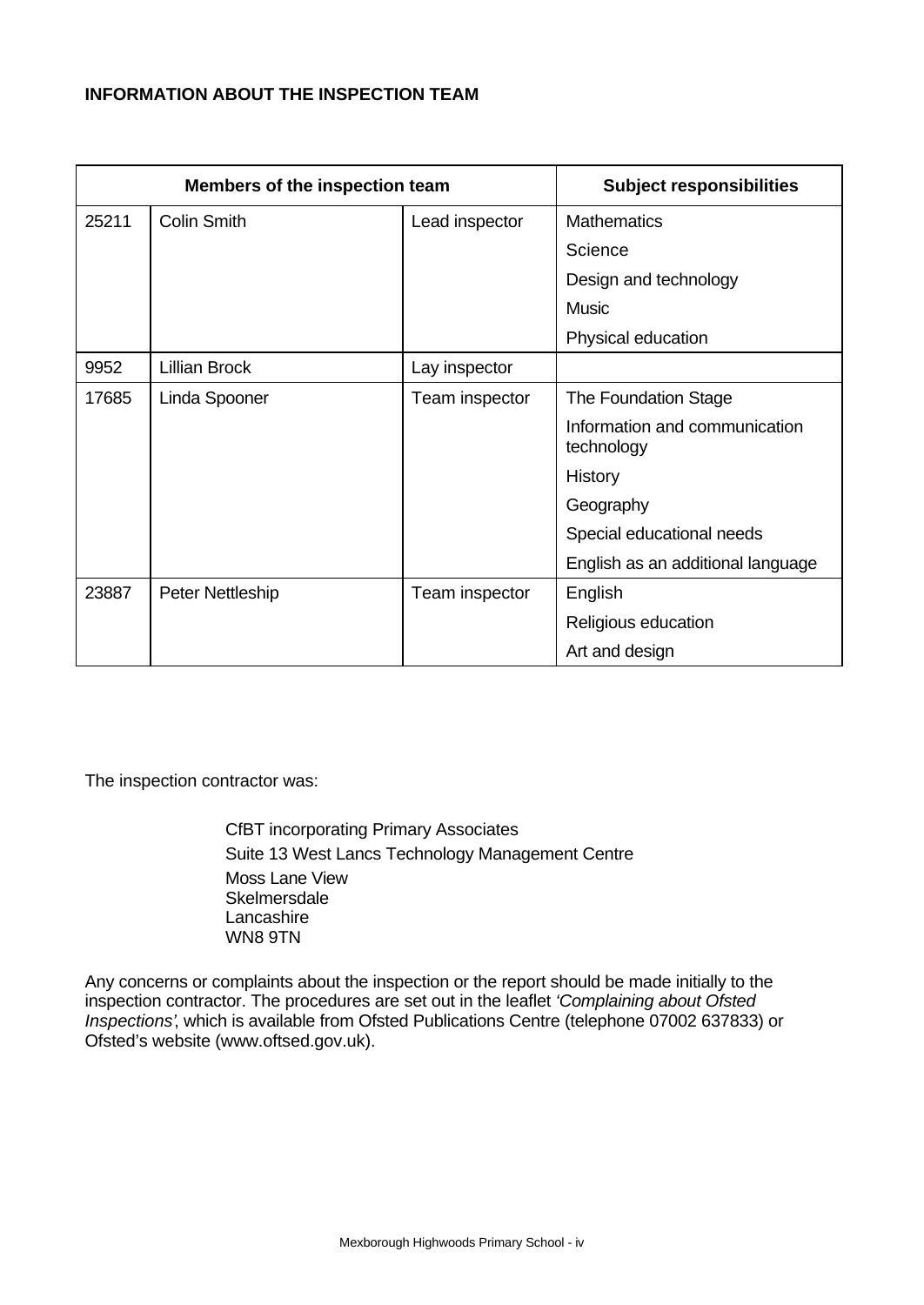**INFORMATION ABOUT THE INSPECTION TEAM**

| Members of the inspection team | | | Subject responsibilities |
|---|---|---|---|
| 25211 | Colin Smith | Lead inspector | Mathematics<br>Science<br>Design and technology<br>Music<br>Physical education |
| 9952 | Lillian Brock | Lay inspector | |
| 17685 | Linda Spooner | Team inspector | The Foundation Stage<br>Information and communication technology<br>History<br>Geography<br>Special educational needs<br>English as an additional language |
| 23887 | Peter Nettleship | Team inspector | English<br>Religious education<br>Art and design |

The inspection contractor was:

CfBT incorporating Primary Associates
Suite 13 West Lancs Technology Management Centre
Moss Lane View
Skelmersdale
Lancashire
WN8 9TN

Any concerns or complaints about the inspection or the report should be made initially to the inspection contractor. The procedures are set out in the leaflet *'Complaining about Ofsted Inspections'*, which is available from Ofsted Publications Centre (telephone 07002 637833) or Ofsted's website (www.oftsed.gov.uk).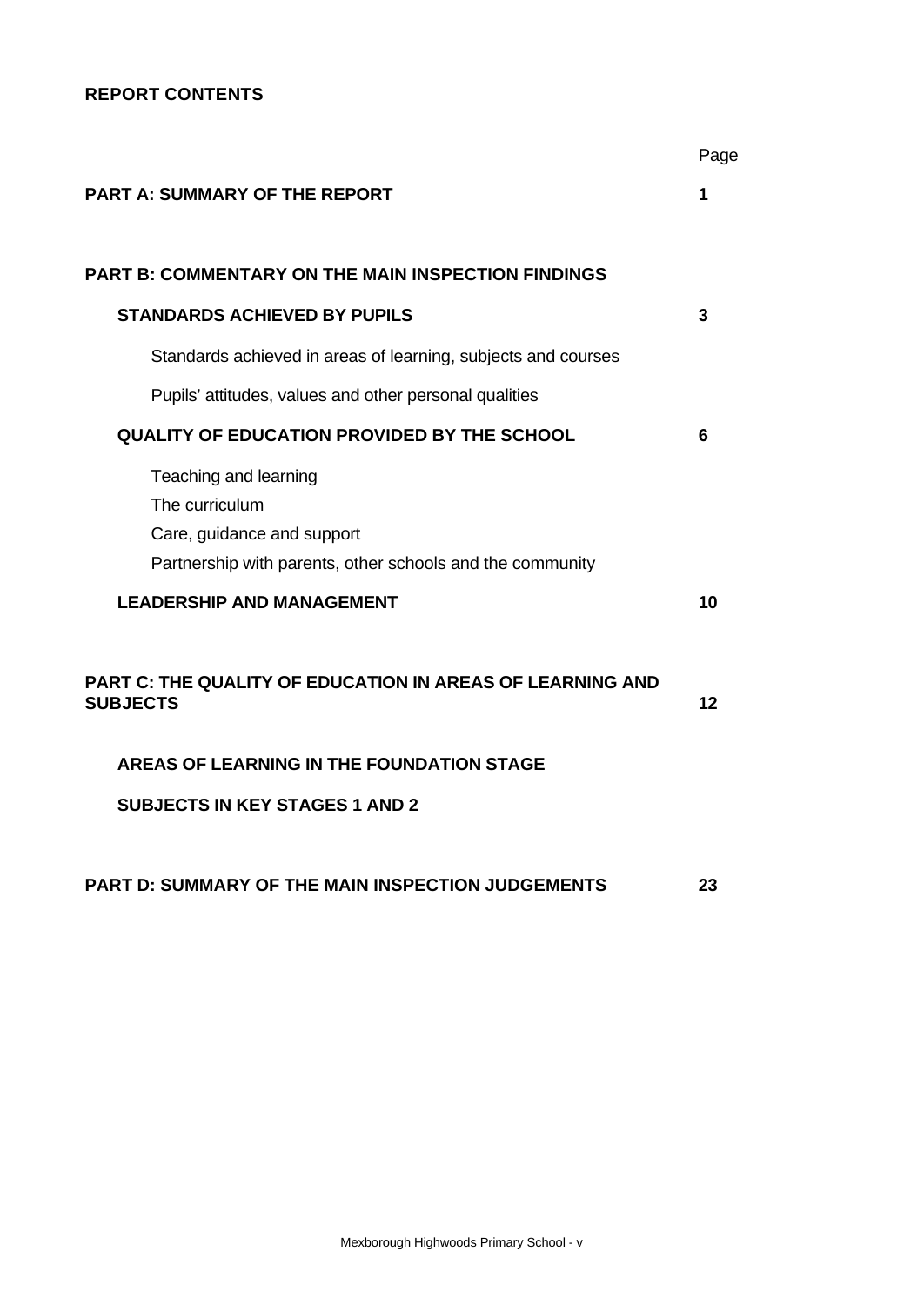**REPORT CONTENTS**

| | Page |
|---|---|
| **PART A: SUMMARY OF THE REPORT** | **1** |
| **PART B: COMMENTARY ON THE MAIN INSPECTION FINDINGS** | |
| **STANDARDS ACHIEVED BY PUPILS** | **3** |
| Standards achieved in areas of learning, subjects and courses | |
| Pupils' attitudes, values and other personal qualities | |
| **QUALITY OF EDUCATION PROVIDED BY THE SCHOOL** | **6** |
| Teaching and learning | |
| The curriculum | |
| Care, guidance and support | |
| Partnership with parents, other schools and the community | |
| **LEADERSHIP AND MANAGEMENT** | **10** |
| **PART C: THE QUALITY OF EDUCATION IN AREAS OF LEARNING AND SUBJECTS** | **12** |
| **AREAS OF LEARNING IN THE FOUNDATION STAGE** | |
| **SUBJECTS IN KEY STAGES 1 AND 2** | |
| **PART D: SUMMARY OF THE MAIN INSPECTION JUDGEMENTS** | **23** |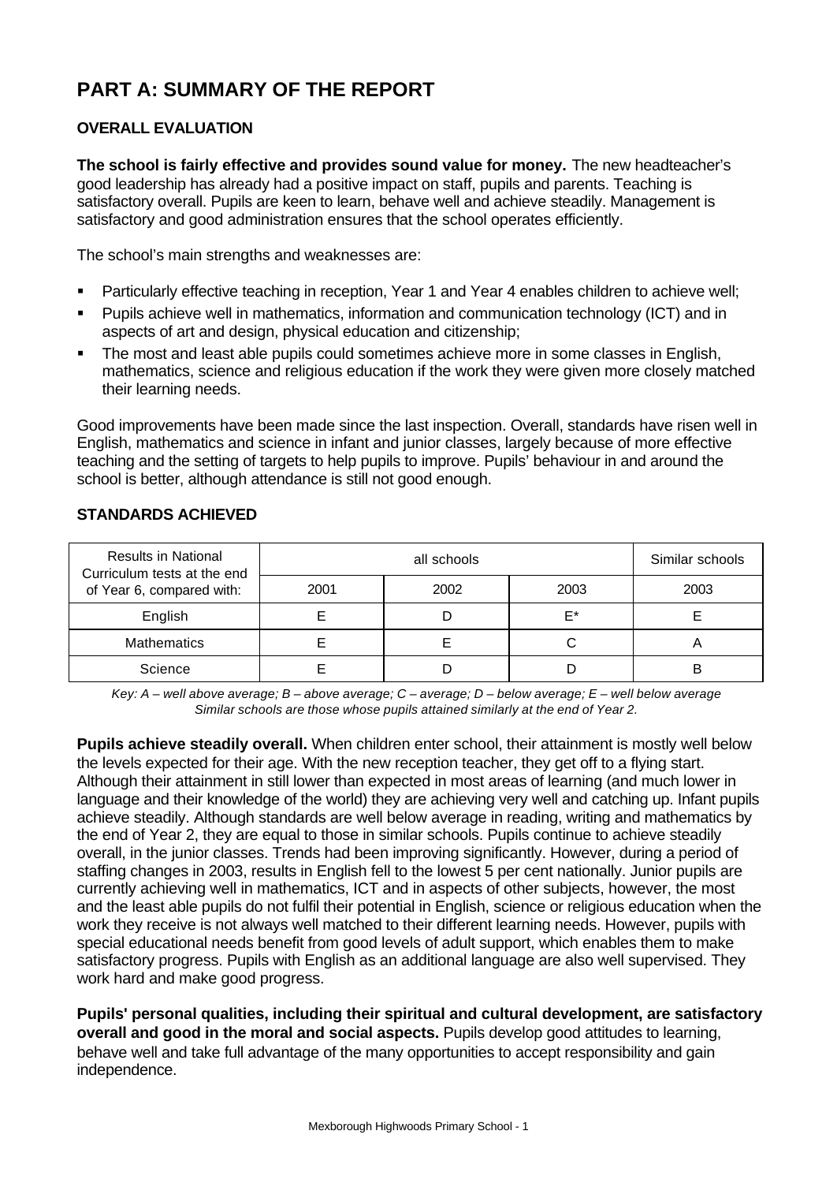# PART A: SUMMARY OF THE REPORT

## OVERALL EVALUATION

**The school is fairly effective and provides sound value for money.** The new headteacher's good leadership has already had a positive impact on staff, pupils and parents. Teaching is satisfactory overall. Pupils are keen to learn, behave well and achieve steadily. Management is satisfactory and good administration ensures that the school operates efficiently.

The school's main strengths and weaknesses are:

- Particularly effective teaching in reception, Year 1 and Year 4 enables children to achieve well;
- Pupils achieve well in mathematics, information and communication technology (ICT) and in aspects of art and design, physical education and citizenship;
- The most and least able pupils could sometimes achieve more in some classes in English, mathematics, science and religious education if the work they were given more closely matched their learning needs.

Good improvements have been made since the last inspection. Overall, standards have risen well in English, mathematics and science in infant and junior classes, largely because of more effective teaching and the setting of targets to help pupils to improve. Pupils' behaviour in and around the school is better, although attendance is still not good enough.

## STANDARDS ACHIEVED

| Results in National Curriculum tests at the end of Year 6, compared with: | all schools | | | Similar schools |
|---|---|---|---|---|
| | 2001 | 2002 | 2003 | 2003 |
| English | E | D | E* | E |
| Mathematics | E | E | C | A |
| Science | E | D | D | B |

*Key: A – well above average; B – above average; C – average; D – below average; E – well below average*
*Similar schools are those whose pupils attained similarly at the end of Year 2.*

**Pupils achieve steadily overall.** When children enter school, their attainment is mostly well below the levels expected for their age. With the new reception teacher, they get off to a flying start. Although their attainment in still lower than expected in most areas of learning (and much lower in language and their knowledge of the world) they are achieving very well and catching up. Infant pupils achieve steadily. Although standards are well below average in reading, writing and mathematics by the end of Year 2, they are equal to those in similar schools. Pupils continue to achieve steadily overall, in the junior classes. Trends had been improving significantly. However, during a period of staffing changes in 2003, results in English fell to the lowest 5 per cent nationally. Junior pupils are currently achieving well in mathematics, ICT and in aspects of other subjects, however, the most and the least able pupils do not fulfil their potential in English, science or religious education when the work they receive is not always well matched to their different learning needs. However, pupils with special educational needs benefit from good levels of adult support, which enables them to make satisfactory progress. Pupils with English as an additional language are also well supervised. They work hard and make good progress.

**Pupils' personal qualities, including their spiritual and cultural development, are satisfactory overall and good in the moral and social aspects.** Pupils develop good attitudes to learning, behave well and take full advantage of the many opportunities to accept responsibility and gain independence.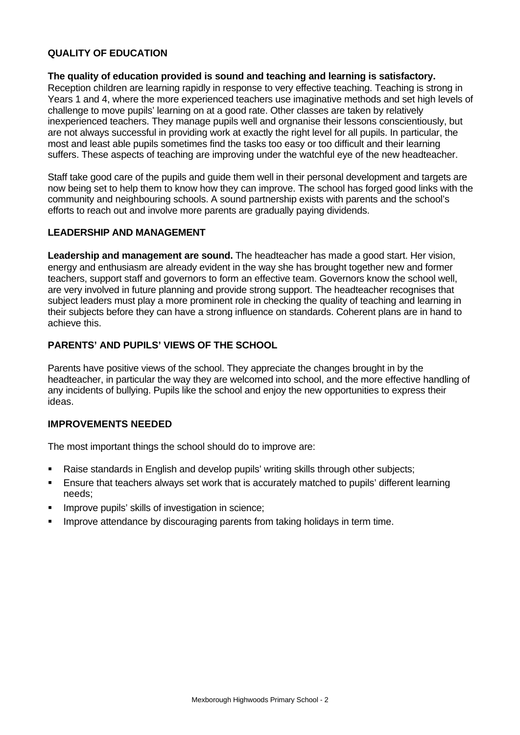## QUALITY OF EDUCATION

**The quality of education provided is sound and teaching and learning is satisfactory.** Reception children are learning rapidly in response to very effective teaching. Teaching is strong in Years 1 and 4, where the more experienced teachers use imaginative methods and set high levels of challenge to move pupils' learning on at a good rate. Other classes are taken by relatively inexperienced teachers. They manage pupils well and orgnanise their lessons conscientiously, but are not always successful in providing work at exactly the right level for all pupils. In particular, the most and least able pupils sometimes find the tasks too easy or too difficult and their learning suffers. These aspects of teaching are improving under the watchful eye of the new headteacher.

Staff take good care of the pupils and guide them well in their personal development and targets are now being set to help them to know how they can improve. The school has forged good links with the community and neighbouring schools. A sound partnership exists with parents and the school's efforts to reach out and involve more parents are gradually paying dividends.

## LEADERSHIP AND MANAGEMENT

**Leadership and management are sound.** The headteacher has made a good start. Her vision, energy and enthusiasm are already evident in the way she has brought together new and former teachers, support staff and governors to form an effective team. Governors know the school well, are very involved in future planning and provide strong support. The headteacher recognises that subject leaders must play a more prominent role in checking the quality of teaching and learning in their subjects before they can have a strong influence on standards. Coherent plans are in hand to achieve this.

## PARENTS' AND PUPILS' VIEWS OF THE SCHOOL

Parents have positive views of the school. They appreciate the changes brought in by the headteacher, in particular the way they are welcomed into school, and the more effective handling of any incidents of bullying. Pupils like the school and enjoy the new opportunities to express their ideas.

## IMPROVEMENTS NEEDED

The most important things the school should do to improve are:

- Raise standards in English and develop pupils' writing skills through other subjects;
- Ensure that teachers always set work that is accurately matched to pupils' different learning needs;
- Improve pupils' skills of investigation in science;
- Improve attendance by discouraging parents from taking holidays in term time.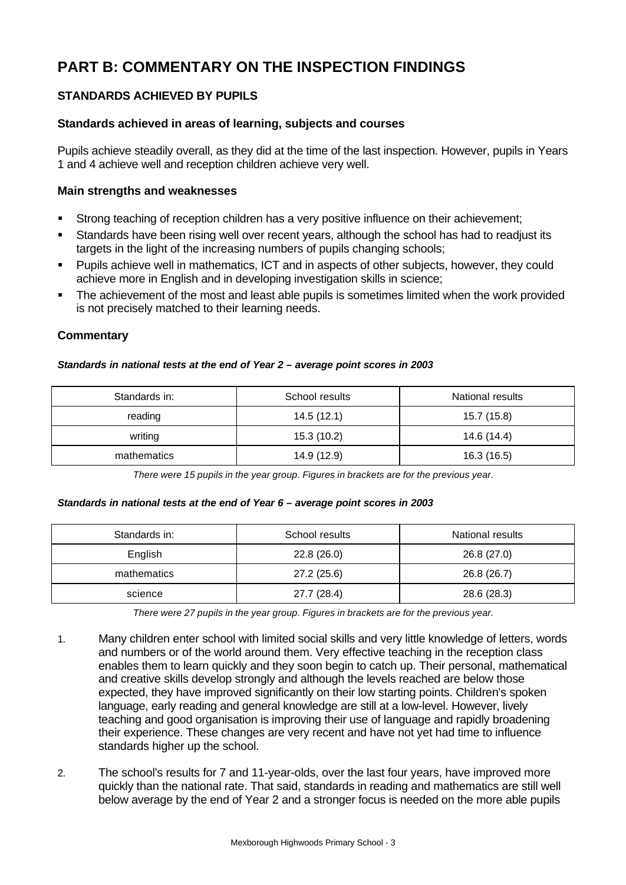# PART B: COMMENTARY ON THE INSPECTION FINDINGS

## STANDARDS ACHIEVED BY PUPILS

### Standards achieved in areas of learning, subjects and courses

Pupils achieve steadily overall, as they did at the time of the last inspection. However, pupils in Years 1 and 4 achieve well and reception children achieve very well.

### Main strengths and weaknesses

- Strong teaching of reception children has a very positive influence on their achievement;
- Standards have been rising well over recent years, although the school has had to readjust its targets in the light of the increasing numbers of pupils changing schools;
- Pupils achieve well in mathematics, ICT and in aspects of other subjects, however, they could achieve more in English and in developing investigation skills in science;
- The achievement of the most and least able pupils is sometimes limited when the work provided is not precisely matched to their learning needs.

### Commentary

***Standards in national tests at the end of Year 2 – average point scores in 2003***

| Standards in: | School results | National results |
|---|---|---|
| reading | 14.5 (12.1) | 15.7 (15.8) |
| writing | 15.3 (10.2) | 14.6 (14.4) |
| mathematics | 14.9 (12.9) | 16.3 (16.5) |

*There were 15 pupils in the year group. Figures in brackets are for the previous year.*

***Standards in national tests at the end of Year 6 – average point scores in 2003***

| Standards in: | School results | National results |
|---|---|---|
| English | 22.8 (26.0) | 26.8 (27.0) |
| mathematics | 27.2 (25.6) | 26.8 (26.7) |
| science | 27.7 (28.4) | 28.6 (28.3) |

*There were 27 pupils in the year group. Figures in brackets are for the previous year.*

1. Many children enter school with limited social skills and very little knowledge of letters, words and numbers or of the world around them. Very effective teaching in the reception class enables them to learn quickly and they soon begin to catch up. Their personal, mathematical and creative skills develop strongly and although the levels reached are below those expected, they have improved significantly on their low starting points. Children's spoken language, early reading and general knowledge are still at a low-level. However, lively teaching and good organisation is improving their use of language and rapidly broadening their experience. These changes are very recent and have not yet had time to influence standards higher up the school.

2. The school's results for 7 and 11-year-olds, over the last four years, have improved more quickly than the national rate. That said, standards in reading and mathematics are still well below average by the end of Year 2 and a stronger focus is needed on the more able pupils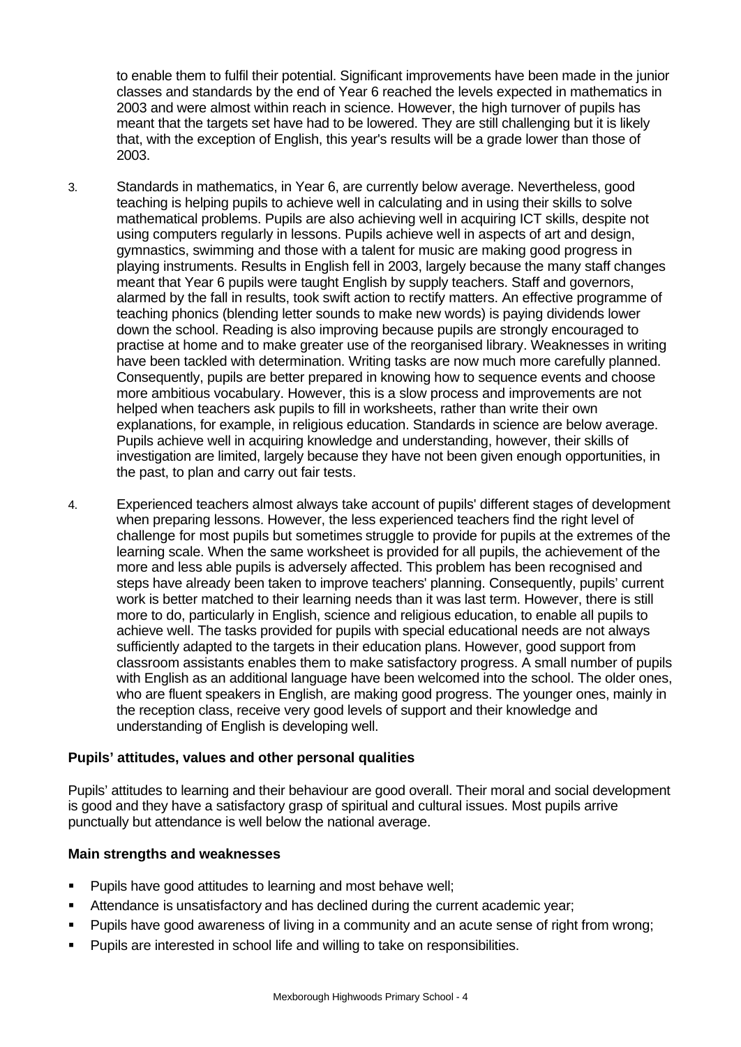to enable them to fulfil their potential. Significant improvements have been made in the junior classes and standards by the end of Year 6 reached the levels expected in mathematics in 2003 and were almost within reach in science. However, the high turnover of pupils has meant that the targets set have had to be lowered. They are still challenging but it is likely that, with the exception of English, this year's results will be a grade lower than those of 2003.

3. Standards in mathematics, in Year 6, are currently below average. Nevertheless, good teaching is helping pupils to achieve well in calculating and in using their skills to solve mathematical problems. Pupils are also achieving well in acquiring ICT skills, despite not using computers regularly in lessons. Pupils achieve well in aspects of art and design, gymnastics, swimming and those with a talent for music are making good progress in playing instruments. Results in English fell in 2003, largely because the many staff changes meant that Year 6 pupils were taught English by supply teachers. Staff and governors, alarmed by the fall in results, took swift action to rectify matters. An effective programme of teaching phonics (blending letter sounds to make new words) is paying dividends lower down the school. Reading is also improving because pupils are strongly encouraged to practise at home and to make greater use of the reorganised library. Weaknesses in writing have been tackled with determination. Writing tasks are now much more carefully planned. Consequently, pupils are better prepared in knowing how to sequence events and choose more ambitious vocabulary. However, this is a slow process and improvements are not helped when teachers ask pupils to fill in worksheets, rather than write their own explanations, for example, in religious education. Standards in science are below average. Pupils achieve well in acquiring knowledge and understanding, however, their skills of investigation are limited, largely because they have not been given enough opportunities, in the past, to plan and carry out fair tests.

4. Experienced teachers almost always take account of pupils' different stages of development when preparing lessons. However, the less experienced teachers find the right level of challenge for most pupils but sometimes struggle to provide for pupils at the extremes of the learning scale. When the same worksheet is provided for all pupils, the achievement of the more and less able pupils is adversely affected. This problem has been recognised and steps have already been taken to improve teachers' planning. Consequently, pupils' current work is better matched to their learning needs than it was last term. However, there is still more to do, particularly in English, science and religious education, to enable all pupils to achieve well. The tasks provided for pupils with special educational needs are not always sufficiently adapted to the targets in their education plans. However, good support from classroom assistants enables them to make satisfactory progress. A small number of pupils with English as an additional language have been welcomed into the school. The older ones, who are fluent speakers in English, are making good progress. The younger ones, mainly in the reception class, receive very good levels of support and their knowledge and understanding of English is developing well.

### Pupils' attitudes, values and other personal qualities

Pupils' attitudes to learning and their behaviour are good overall. Their moral and social development is good and they have a satisfactory grasp of spiritual and cultural issues. Most pupils arrive punctually but attendance is well below the national average.

### Main strengths and weaknesses

- Pupils have good attitudes to learning and most behave well;
- Attendance is unsatisfactory and has declined during the current academic year;
- Pupils have good awareness of living in a community and an acute sense of right from wrong;
- Pupils are interested in school life and willing to take on responsibilities.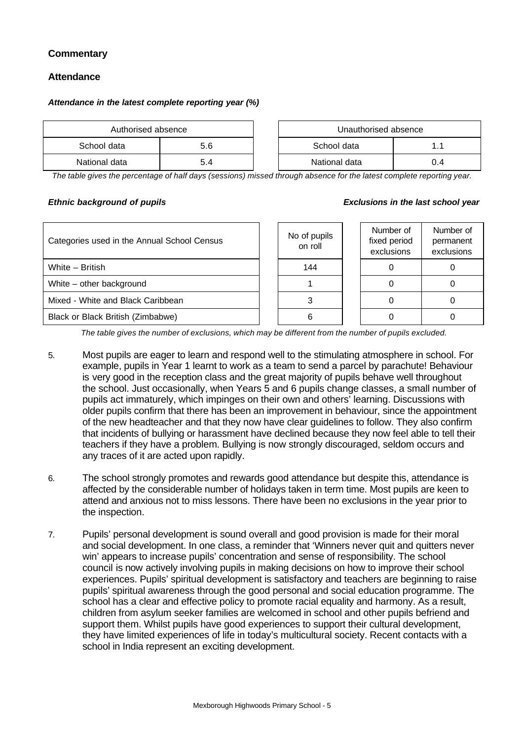### Commentary

### Attendance

***Attendance in the latest complete reporting year (%)***

| Authorised absence | |
|---|---|
| School data | 5.6 |
| National data | 5.4 |

| Unauthorised absence | |
|---|---|
| School data | 1.1 |
| National data | 0.4 |

*The table gives the percentage of half days (sessions) missed through absence for the latest complete reporting year.*

***Ethnic background of pupils*** ***Exclusions in the last school year***

| Categories used in the Annual School Census | No of pupils on roll | Number of fixed period exclusions | Number of permanent exclusions |
|---|---|---|---|
| White – British | 144 | 0 | 0 |
| White – other background | 1 | 0 | 0 |
| Mixed - White and Black Caribbean | 3 | 0 | 0 |
| Black or Black British (Zimbabwe) | 6 | 0 | 0 |

*The table gives the number of exclusions, which may be different from the number of pupils excluded.*

5. Most pupils are eager to learn and respond well to the stimulating atmosphere in school. For example, pupils in Year 1 learnt to work as a team to send a parcel by parachute! Behaviour is very good in the reception class and the great majority of pupils behave well throughout the school. Just occasionally, when Years 5 and 6 pupils change classes, a small number of pupils act immaturely, which impinges on their own and others' learning. Discussions with older pupils confirm that there has been an improvement in behaviour, since the appointment of the new headteacher and that they now have clear guidelines to follow. They also confirm that incidents of bullying or harassment have declined because they now feel able to tell their teachers if they have a problem. Bullying is now strongly discouraged, seldom occurs and any traces of it are acted upon rapidly.

6. The school strongly promotes and rewards good attendance but despite this, attendance is affected by the considerable number of holidays taken in term time. Most pupils are keen to attend and anxious not to miss lessons. There have been no exclusions in the year prior to the inspection.

7. Pupils' personal development is sound overall and good provision is made for their moral and social development. In one class, a reminder that 'Winners never quit and quitters never win' appears to increase pupils' concentration and sense of responsibility. The school council is now actively involving pupils in making decisions on how to improve their school experiences. Pupils' spiritual development is satisfactory and teachers are beginning to raise pupils' spiritual awareness through the good personal and social education programme. The school has a clear and effective policy to promote racial equality and harmony. As a result, children from asylum seeker families are welcomed in school and other pupils befriend and support them. Whilst pupils have good experiences to support their cultural development, they have limited experiences of life in today's multicultural society. Recent contacts with a school in India represent an exciting development.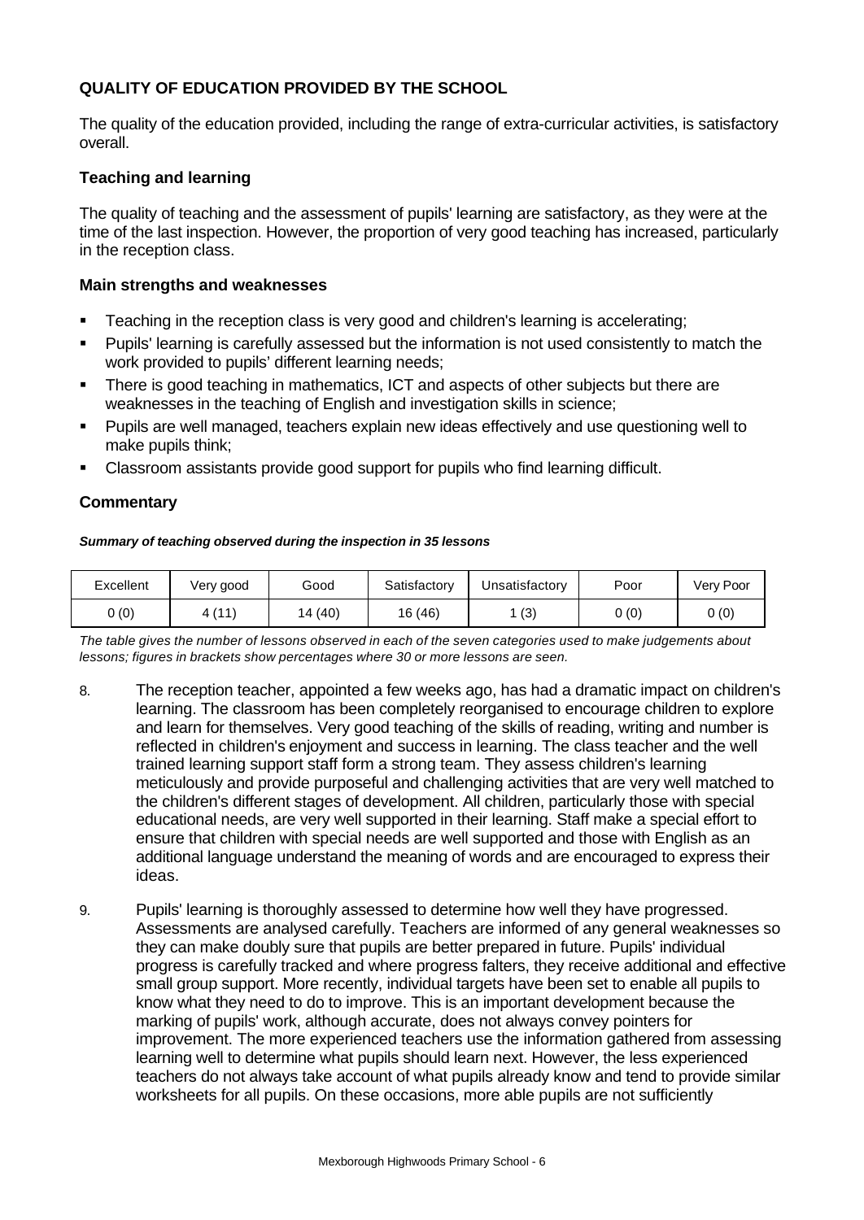## QUALITY OF EDUCATION PROVIDED BY THE SCHOOL

The quality of the education provided, including the range of extra-curricular activities, is satisfactory overall.

### Teaching and learning

The quality of teaching and the assessment of pupils' learning are satisfactory, as they were at the time of the last inspection. However, the proportion of very good teaching has increased, particularly in the reception class.

### Main strengths and weaknesses

- Teaching in the reception class is very good and children's learning is accelerating;
- Pupils' learning is carefully assessed but the information is not used consistently to match the work provided to pupils' different learning needs;
- There is good teaching in mathematics, ICT and aspects of other subjects but there are weaknesses in the teaching of English and investigation skills in science;
- Pupils are well managed, teachers explain new ideas effectively and use questioning well to make pupils think;
- Classroom assistants provide good support for pupils who find learning difficult.

### Commentary

***Summary of teaching observed during the inspection in 35 lessons***

| Excellent | Very good | Good | Satisfactory | Unsatisfactory | Poor | Very Poor |
|---|---|---|---|---|---|---|
| 0 (0) | 4 (11) | 14 (40) | 16 (46) | 1 (3) | 0 (0) | 0 (0) |

*The table gives the number of lessons observed in each of the seven categories used to make judgements about lessons; figures in brackets show percentages where 30 or more lessons are seen.*

8. The reception teacher, appointed a few weeks ago, has had a dramatic impact on children's learning. The classroom has been completely reorganised to encourage children to explore and learn for themselves. Very good teaching of the skills of reading, writing and number is reflected in children's enjoyment and success in learning. The class teacher and the well trained learning support staff form a strong team. They assess children's learning meticulously and provide purposeful and challenging activities that are very well matched to the children's different stages of development. All children, particularly those with special educational needs, are very well supported in their learning. Staff make a special effort to ensure that children with special needs are well supported and those with English as an additional language understand the meaning of words and are encouraged to express their ideas.

9. Pupils' learning is thoroughly assessed to determine how well they have progressed. Assessments are analysed carefully. Teachers are informed of any general weaknesses so they can make doubly sure that pupils are better prepared in future. Pupils' individual progress is carefully tracked and where progress falters, they receive additional and effective small group support. More recently, individual targets have been set to enable all pupils to know what they need to do to improve. This is an important development because the marking of pupils' work, although accurate, does not always convey pointers for improvement. The more experienced teachers use the information gathered from assessing learning well to determine what pupils should learn next. However, the less experienced teachers do not always take account of what pupils already know and tend to provide similar worksheets for all pupils. On these occasions, more able pupils are not sufficiently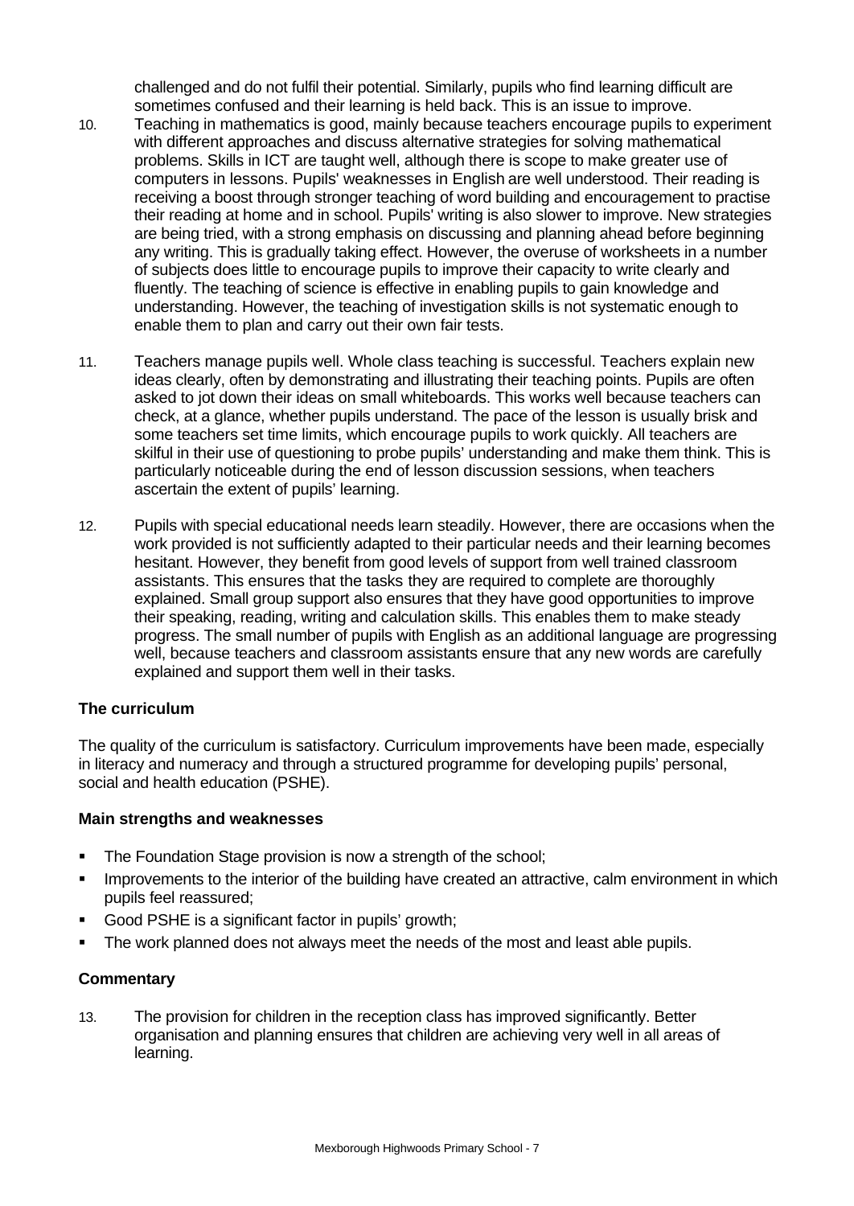challenged and do not fulfil their potential. Similarly, pupils who find learning difficult are sometimes confused and their learning is held back. This is an issue to improve.

10. Teaching in mathematics is good, mainly because teachers encourage pupils to experiment with different approaches and discuss alternative strategies for solving mathematical problems. Skills in ICT are taught well, although there is scope to make greater use of computers in lessons. Pupils' weaknesses in English are well understood. Their reading is receiving a boost through stronger teaching of word building and encouragement to practise their reading at home and in school. Pupils' writing is also slower to improve. New strategies are being tried, with a strong emphasis on discussing and planning ahead before beginning any writing. This is gradually taking effect. However, the overuse of worksheets in a number of subjects does little to encourage pupils to improve their capacity to write clearly and fluently. The teaching of science is effective in enabling pupils to gain knowledge and understanding. However, the teaching of investigation skills is not systematic enough to enable them to plan and carry out their own fair tests.

11. Teachers manage pupils well. Whole class teaching is successful. Teachers explain new ideas clearly, often by demonstrating and illustrating their teaching points. Pupils are often asked to jot down their ideas on small whiteboards. This works well because teachers can check, at a glance, whether pupils understand. The pace of the lesson is usually brisk and some teachers set time limits, which encourage pupils to work quickly. All teachers are skilful in their use of questioning to probe pupils' understanding and make them think. This is particularly noticeable during the end of lesson discussion sessions, when teachers ascertain the extent of pupils' learning.

12. Pupils with special educational needs learn steadily. However, there are occasions when the work provided is not sufficiently adapted to their particular needs and their learning becomes hesitant. However, they benefit from good levels of support from well trained classroom assistants. This ensures that the tasks they are required to complete are thoroughly explained. Small group support also ensures that they have good opportunities to improve their speaking, reading, writing and calculation skills. This enables them to make steady progress. The small number of pupils with English as an additional language are progressing well, because teachers and classroom assistants ensure that any new words are carefully explained and support them well in their tasks.

### The curriculum

The quality of the curriculum is satisfactory. Curriculum improvements have been made, especially in literacy and numeracy and through a structured programme for developing pupils' personal, social and health education (PSHE).

#### Main strengths and weaknesses

- The Foundation Stage provision is now a strength of the school;
- Improvements to the interior of the building have created an attractive, calm environment in which pupils feel reassured;
- Good PSHE is a significant factor in pupils' growth;
- The work planned does not always meet the needs of the most and least able pupils.

#### Commentary

13. The provision for children in the reception class has improved significantly. Better organisation and planning ensures that children are achieving very well in all areas of learning.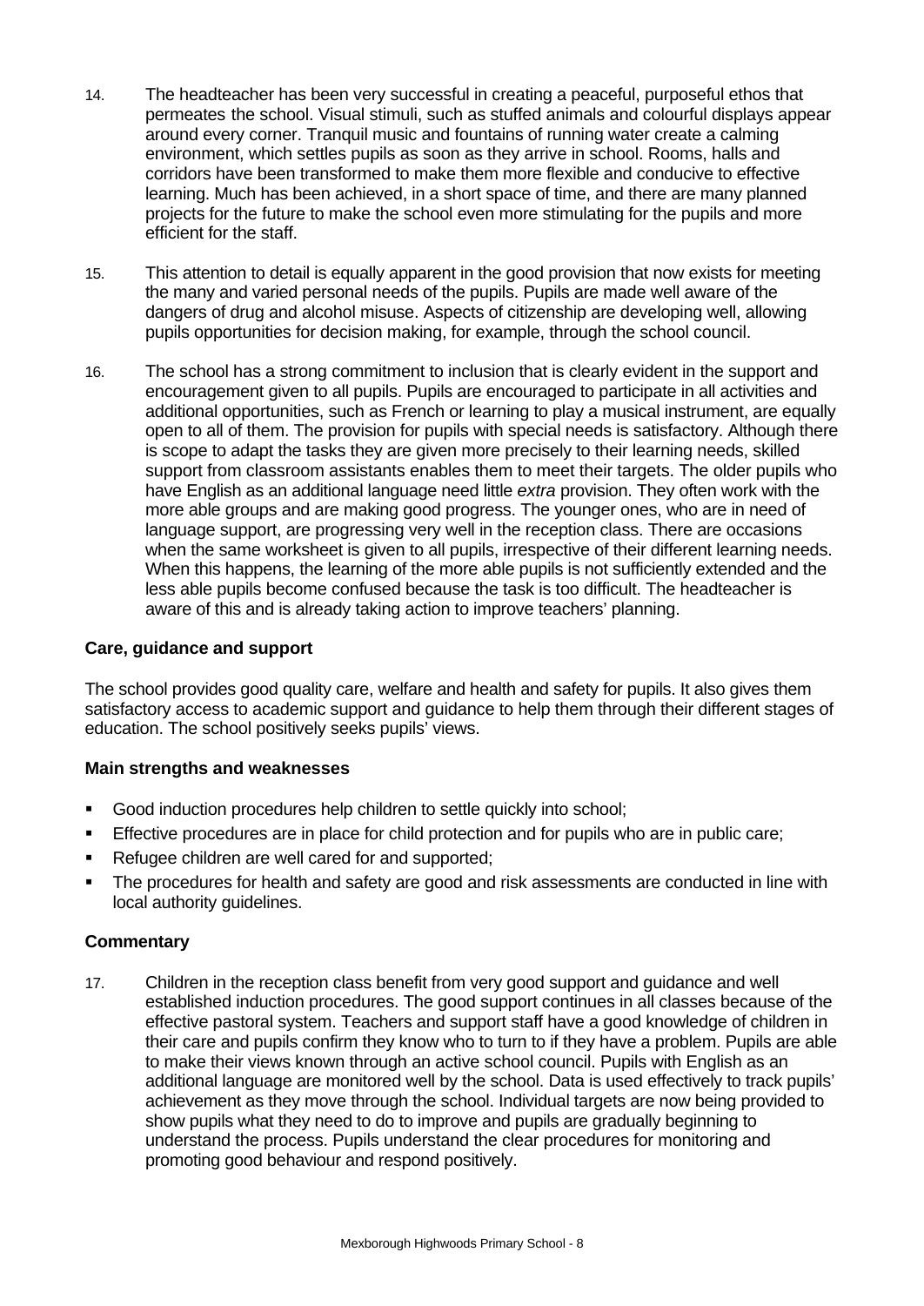14. The headteacher has been very successful in creating a peaceful, purposeful ethos that permeates the school. Visual stimuli, such as stuffed animals and colourful displays appear around every corner. Tranquil music and fountains of running water create a calming environment, which settles pupils as soon as they arrive in school. Rooms, halls and corridors have been transformed to make them more flexible and conducive to effective learning. Much has been achieved, in a short space of time, and there are many planned projects for the future to make the school even more stimulating for the pupils and more efficient for the staff.

15. This attention to detail is equally apparent in the good provision that now exists for meeting the many and varied personal needs of the pupils. Pupils are made well aware of the dangers of drug and alcohol misuse. Aspects of citizenship are developing well, allowing pupils opportunities for decision making, for example, through the school council.

16. The school has a strong commitment to inclusion that is clearly evident in the support and encouragement given to all pupils. Pupils are encouraged to participate in all activities and additional opportunities, such as French or learning to play a musical instrument, are equally open to all of them. The provision for pupils with special needs is satisfactory. Although there is scope to adapt the tasks they are given more precisely to their learning needs, skilled support from classroom assistants enables them to meet their targets. The older pupils who have English as an additional language need little *extra* provision. They often work with the more able groups and are making good progress. The younger ones, who are in need of language support, are progressing very well in the reception class. There are occasions when the same worksheet is given to all pupils, irrespective of their different learning needs. When this happens, the learning of the more able pupils is not sufficiently extended and the less able pupils become confused because the task is too difficult. The headteacher is aware of this and is already taking action to improve teachers' planning.

### Care, guidance and support

The school provides good quality care, welfare and health and safety for pupils. It also gives them satisfactory access to academic support and guidance to help them through their different stages of education. The school positively seeks pupils' views.

#### Main strengths and weaknesses

- Good induction procedures help children to settle quickly into school;
- Effective procedures are in place for child protection and for pupils who are in public care;
- Refugee children are well cared for and supported;
- The procedures for health and safety are good and risk assessments are conducted in line with local authority guidelines.

#### Commentary

17. Children in the reception class benefit from very good support and guidance and well established induction procedures. The good support continues in all classes because of the effective pastoral system. Teachers and support staff have a good knowledge of children in their care and pupils confirm they know who to turn to if they have a problem. Pupils are able to make their views known through an active school council. Pupils with English as an additional language are monitored well by the school. Data is used effectively to track pupils' achievement as they move through the school. Individual targets are now being provided to show pupils what they need to do to improve and pupils are gradually beginning to understand the process. Pupils understand the clear procedures for monitoring and promoting good behaviour and respond positively.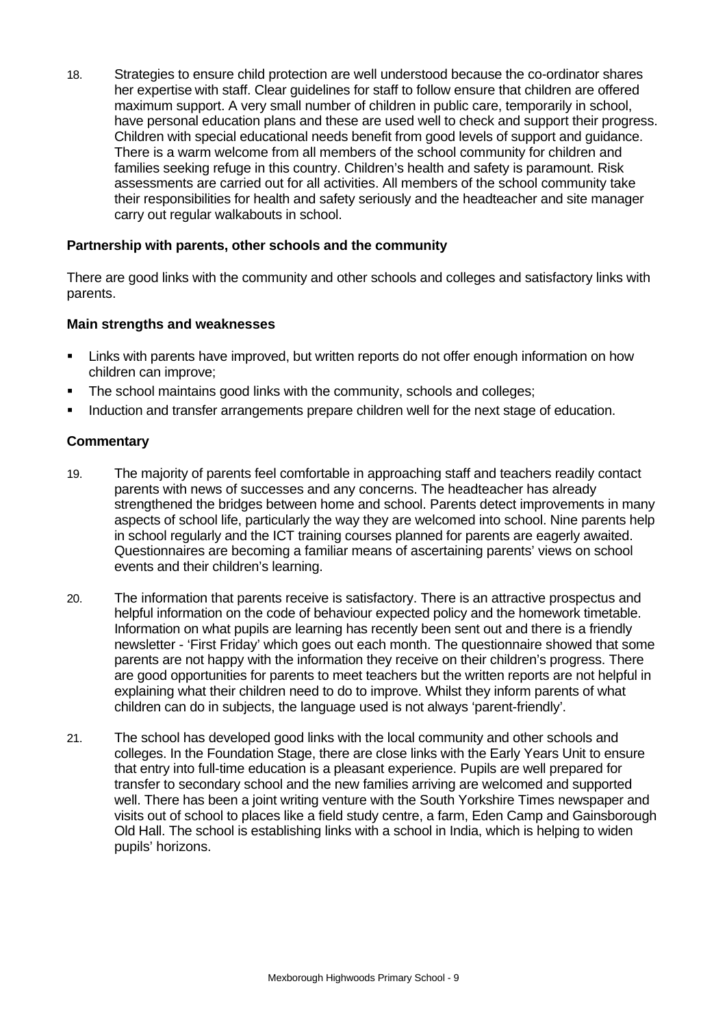18. Strategies to ensure child protection are well understood because the co-ordinator shares her expertise with staff. Clear guidelines for staff to follow ensure that children are offered maximum support. A very small number of children in public care, temporarily in school, have personal education plans and these are used well to check and support their progress. Children with special educational needs benefit from good levels of support and guidance. There is a warm welcome from all members of the school community for children and families seeking refuge in this country. Children's health and safety is paramount. Risk assessments are carried out for all activities. All members of the school community take their responsibilities for health and safety seriously and the headteacher and site manager carry out regular walkabouts in school.

**Partnership with parents, other schools and the community**

There are good links with the community and other schools and colleges and satisfactory links with parents.

**Main strengths and weaknesses**

- Links with parents have improved, but written reports do not offer enough information on how children can improve;
- The school maintains good links with the community, schools and colleges;
- Induction and transfer arrangements prepare children well for the next stage of education.

**Commentary**

19. The majority of parents feel comfortable in approaching staff and teachers readily contact parents with news of successes and any concerns. The headteacher has already strengthened the bridges between home and school. Parents detect improvements in many aspects of school life, particularly the way they are welcomed into school. Nine parents help in school regularly and the ICT training courses planned for parents are eagerly awaited. Questionnaires are becoming a familiar means of ascertaining parents' views on school events and their children's learning.

20. The information that parents receive is satisfactory. There is an attractive prospectus and helpful information on the code of behaviour expected policy and the homework timetable. Information on what pupils are learning has recently been sent out and there is a friendly newsletter - 'First Friday' which goes out each month. The questionnaire showed that some parents are not happy with the information they receive on their children's progress. There are good opportunities for parents to meet teachers but the written reports are not helpful in explaining what their children need to do to improve. Whilst they inform parents of what children can do in subjects, the language used is not always 'parent-friendly'.

21. The school has developed good links with the local community and other schools and colleges. In the Foundation Stage, there are close links with the Early Years Unit to ensure that entry into full-time education is a pleasant experience. Pupils are well prepared for transfer to secondary school and the new families arriving are welcomed and supported well. There has been a joint writing venture with the South Yorkshire Times newspaper and visits out of school to places like a field study centre, a farm, Eden Camp and Gainsborough Old Hall. The school is establishing links with a school in India, which is helping to widen pupils' horizons.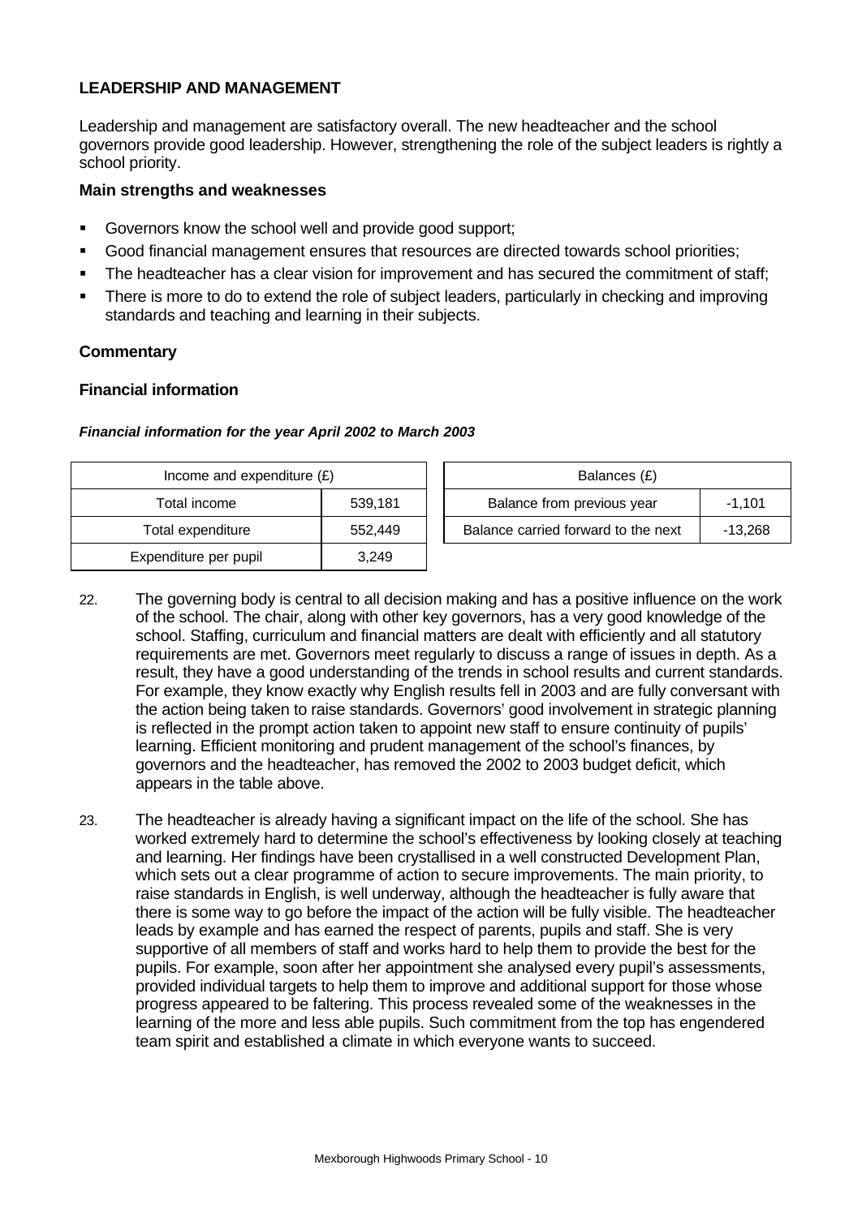### LEADERSHIP AND MANAGEMENT

Leadership and management are satisfactory overall. The new headteacher and the school governors provide good leadership. However, strengthening the role of the subject leaders is rightly a school priority.

#### Main strengths and weaknesses

- Governors know the school well and provide good support;
- Good financial management ensures that resources are directed towards school priorities;
- The headteacher has a clear vision for improvement and has secured the commitment of staff;
- There is more to do to extend the role of subject leaders, particularly in checking and improving standards and teaching and learning in their subjects.

#### Commentary

#### Financial information

***Financial information for the year April 2002 to March 2003***

| Income and expenditure (£) | |
|---|---|
| Total income | 539,181 |
| Total expenditure | 552,449 |
| Expenditure per pupil | 3,249 |

| Balances (£) | |
|---|---|
| Balance from previous year | -1,101 |
| Balance carried forward to the next | -13,268 |

22. The governing body is central to all decision making and has a positive influence on the work of the school. The chair, along with other key governors, has a very good knowledge of the school. Staffing, curriculum and financial matters are dealt with efficiently and all statutory requirements are met. Governors meet regularly to discuss a range of issues in depth. As a result, they have a good understanding of the trends in school results and current standards. For example, they know exactly why English results fell in 2003 and are fully conversant with the action being taken to raise standards. Governors' good involvement in strategic planning is reflected in the prompt action taken to appoint new staff to ensure continuity of pupils' learning. Efficient monitoring and prudent management of the school's finances, by governors and the headteacher, has removed the 2002 to 2003 budget deficit, which appears in the table above.

23. The headteacher is already having a significant impact on the life of the school. She has worked extremely hard to determine the school's effectiveness by looking closely at teaching and learning. Her findings have been crystallised in a well constructed Development Plan, which sets out a clear programme of action to secure improvements. The main priority, to raise standards in English, is well underway, although the headteacher is fully aware that there is some way to go before the impact of the action will be fully visible. The headteacher leads by example and has earned the respect of parents, pupils and staff. She is very supportive of all members of staff and works hard to help them to provide the best for the pupils. For example, soon after her appointment she analysed every pupil's assessments, provided individual targets to help them to improve and additional support for those whose progress appeared to be faltering. This process revealed some of the weaknesses in the learning of the more and less able pupils. Such commitment from the top has engendered team spirit and established a climate in which everyone wants to succeed.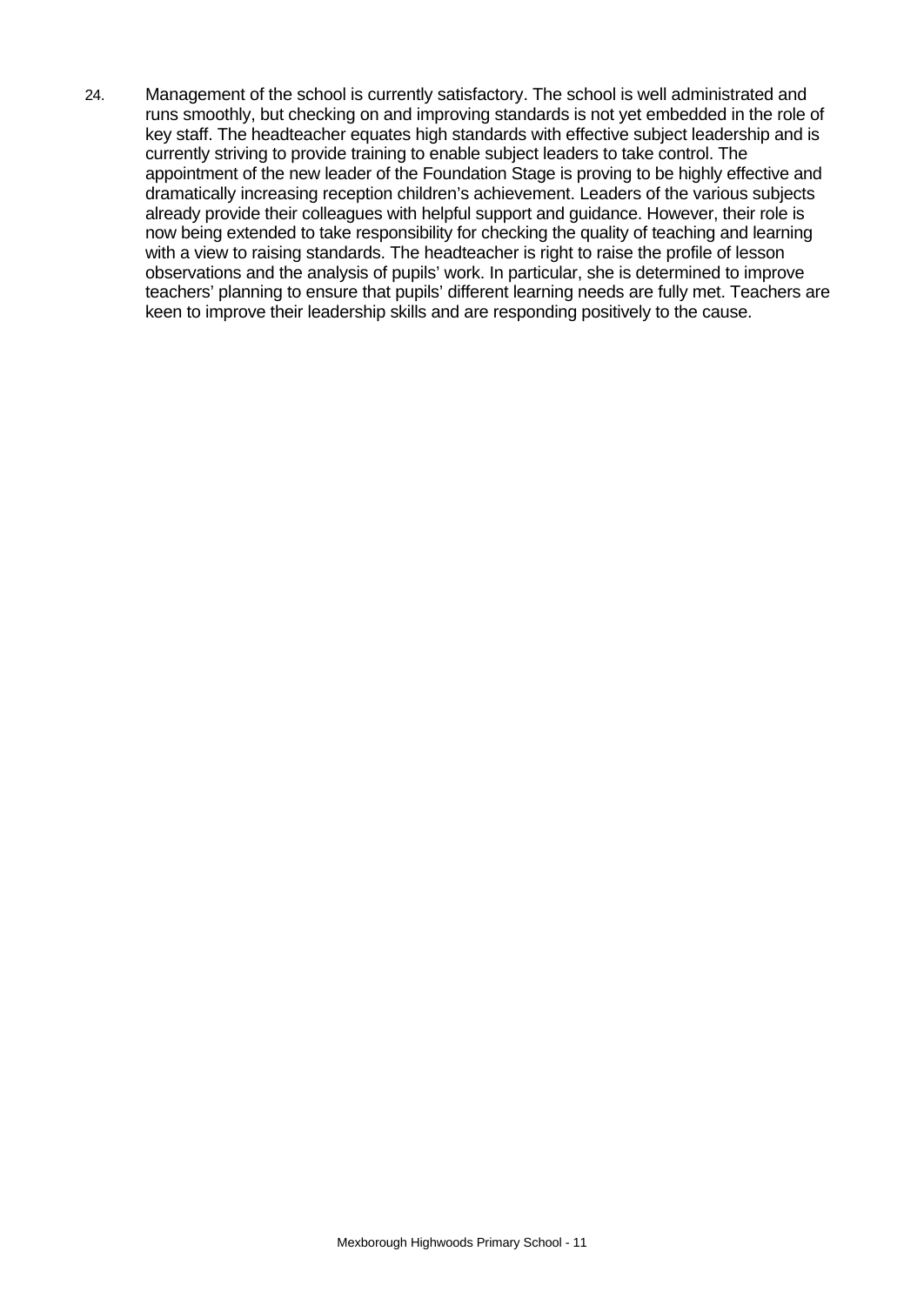24. Management of the school is currently satisfactory. The school is well administrated and runs smoothly, but checking on and improving standards is not yet embedded in the role of key staff. The headteacher equates high standards with effective subject leadership and is currently striving to provide training to enable subject leaders to take control. The appointment of the new leader of the Foundation Stage is proving to be highly effective and dramatically increasing reception children's achievement. Leaders of the various subjects already provide their colleagues with helpful support and guidance. However, their role is now being extended to take responsibility for checking the quality of teaching and learning with a view to raising standards. The headteacher is right to raise the profile of lesson observations and the analysis of pupils' work. In particular, she is determined to improve teachers' planning to ensure that pupils' different learning needs are fully met. Teachers are keen to improve their leadership skills and are responding positively to the cause.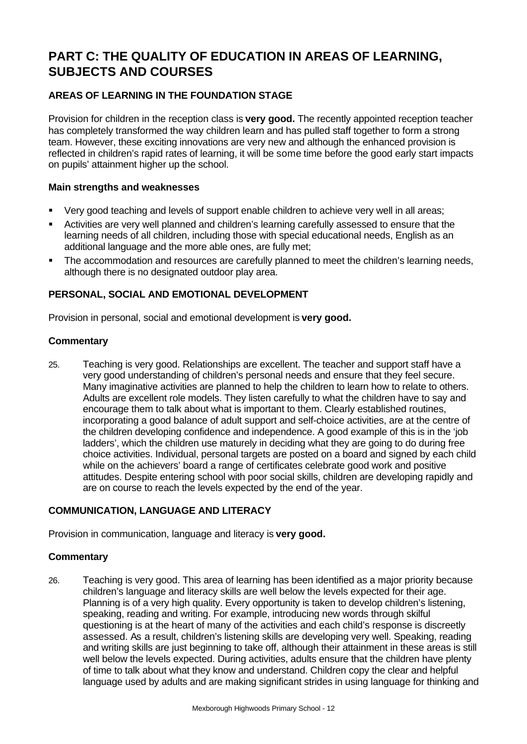# PART C: THE QUALITY OF EDUCATION IN AREAS OF LEARNING, SUBJECTS AND COURSES

### AREAS OF LEARNING IN THE FOUNDATION STAGE

Provision for children in the reception class is **very good.** The recently appointed reception teacher has completely transformed the way children learn and has pulled staff together to form a strong team. However, these exciting innovations are very new and although the enhanced provision is reflected in children's rapid rates of learning, it will be some time before the good early start impacts on pupils' attainment higher up the school.

#### Main strengths and weaknesses

- Very good teaching and levels of support enable children to achieve very well in all areas;
- Activities are very well planned and children's learning carefully assessed to ensure that the learning needs of all children, including those with special educational needs, English as an additional language and the more able ones, are fully met;
- The accommodation and resources are carefully planned to meet the children's learning needs, although there is no designated outdoor play area.

### PERSONAL, SOCIAL AND EMOTIONAL DEVELOPMENT

Provision in personal, social and emotional development is **very good.**

#### Commentary

25. Teaching is very good. Relationships are excellent. The teacher and support staff have a very good understanding of children's personal needs and ensure that they feel secure. Many imaginative activities are planned to help the children to learn how to relate to others. Adults are excellent role models. They listen carefully to what the children have to say and encourage them to talk about what is important to them. Clearly established routines, incorporating a good balance of adult support and self-choice activities, are at the centre of the children developing confidence and independence. A good example of this is in the 'job ladders', which the children use maturely in deciding what they are going to do during free choice activities. Individual, personal targets are posted on a board and signed by each child while on the achievers' board a range of certificates celebrate good work and positive attitudes. Despite entering school with poor social skills, children are developing rapidly and are on course to reach the levels expected by the end of the year.

### COMMUNICATION, LANGUAGE AND LITERACY

Provision in communication, language and literacy is **very good.**

#### Commentary

26. Teaching is very good. This area of learning has been identified as a major priority because children's language and literacy skills are well below the levels expected for their age. Planning is of a very high quality. Every opportunity is taken to develop children's listening, speaking, reading and writing. For example, introducing new words through skilful questioning is at the heart of many of the activities and each child's response is discreetly assessed. As a result, children's listening skills are developing very well. Speaking, reading and writing skills are just beginning to take off, although their attainment in these areas is still well below the levels expected. During activities, adults ensure that the children have plenty of time to talk about what they know and understand. Children copy the clear and helpful language used by adults and are making significant strides in using language for thinking and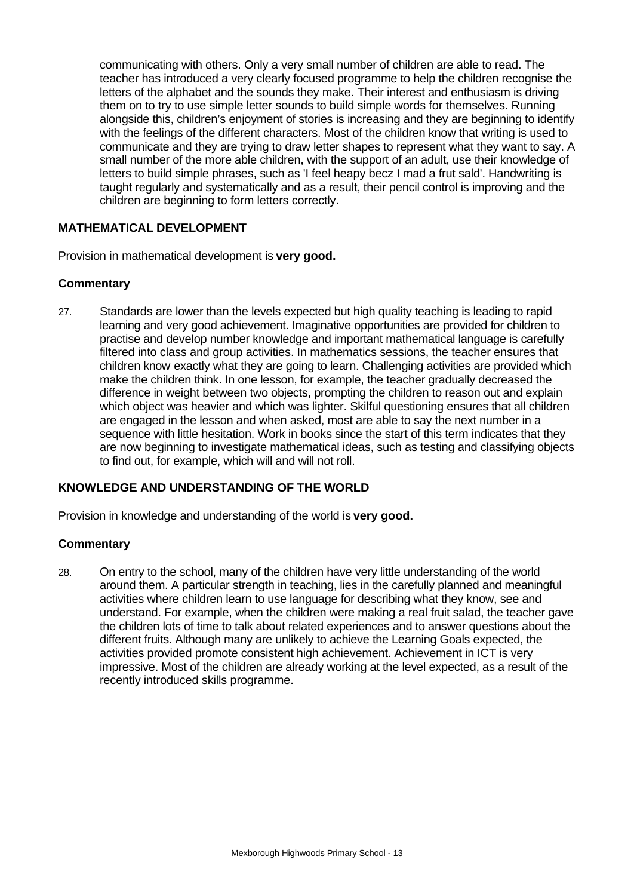communicating with others. Only a very small number of children are able to read. The teacher has introduced a very clearly focused programme to help the children recognise the letters of the alphabet and the sounds they make. Their interest and enthusiasm is driving them on to try to use simple letter sounds to build simple words for themselves. Running alongside this, children's enjoyment of stories is increasing and they are beginning to identify with the feelings of the different characters. Most of the children know that writing is used to communicate and they are trying to draw letter shapes to represent what they want to say. A small number of the more able children, with the support of an adult, use their knowledge of letters to build simple phrases, such as 'I feel heapy becz I mad a frut sald'. Handwriting is taught regularly and systematically and as a result, their pencil control is improving and the children are beginning to form letters correctly.

## MATHEMATICAL DEVELOPMENT

Provision in mathematical development is **very good.**

### Commentary

27. Standards are lower than the levels expected but high quality teaching is leading to rapid learning and very good achievement. Imaginative opportunities are provided for children to practise and develop number knowledge and important mathematical language is carefully filtered into class and group activities. In mathematics sessions, the teacher ensures that children know exactly what they are going to learn. Challenging activities are provided which make the children think. In one lesson, for example, the teacher gradually decreased the difference in weight between two objects, prompting the children to reason out and explain which object was heavier and which was lighter. Skilful questioning ensures that all children are engaged in the lesson and when asked, most are able to say the next number in a sequence with little hesitation. Work in books since the start of this term indicates that they are now beginning to investigate mathematical ideas, such as testing and classifying objects to find out, for example, which will and will not roll.

## KNOWLEDGE AND UNDERSTANDING OF THE WORLD

Provision in knowledge and understanding of the world is **very good.**

### Commentary

28. On entry to the school, many of the children have very little understanding of the world around them. A particular strength in teaching, lies in the carefully planned and meaningful activities where children learn to use language for describing what they know, see and understand. For example, when the children were making a real fruit salad, the teacher gave the children lots of time to talk about related experiences and to answer questions about the different fruits. Although many are unlikely to achieve the Learning Goals expected, the activities provided promote consistent high achievement. Achievement in ICT is very impressive. Most of the children are already working at the level expected, as a result of the recently introduced skills programme.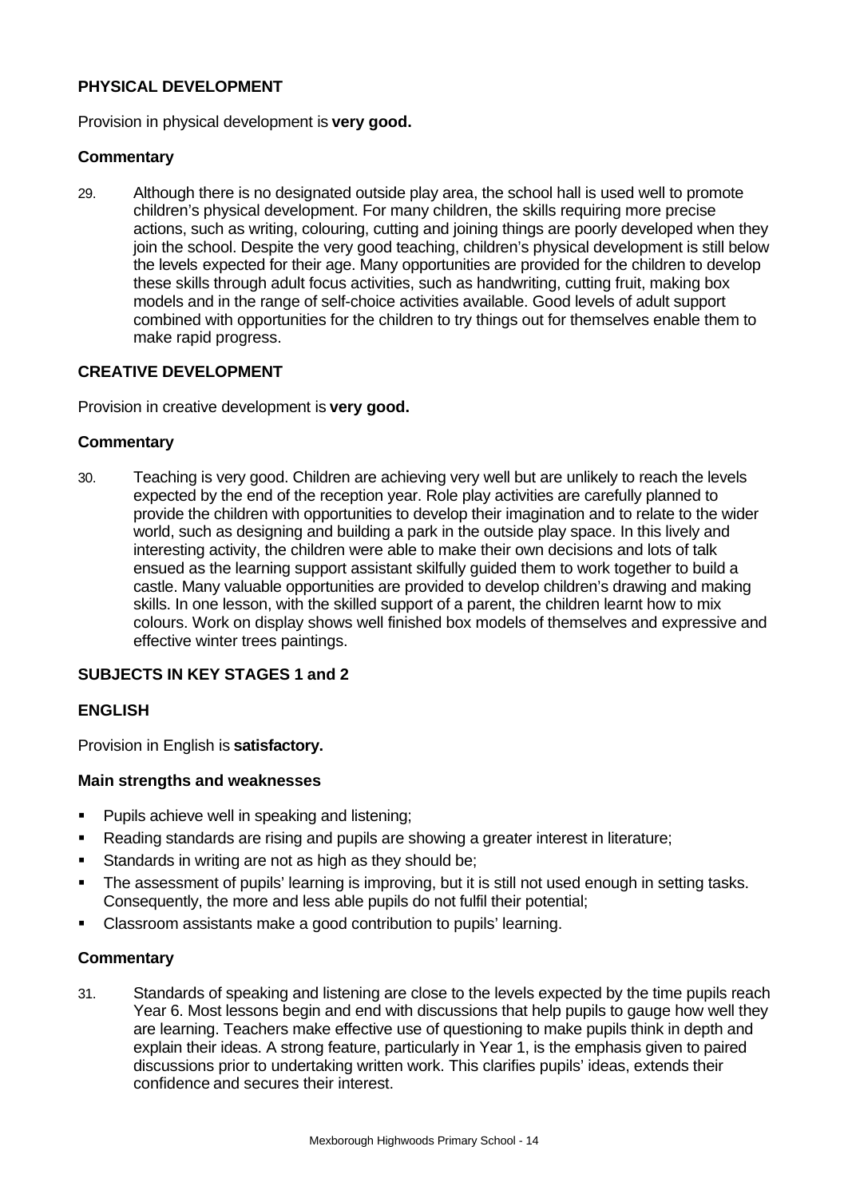### PHYSICAL DEVELOPMENT

Provision in physical development is **very good.**

#### Commentary

29. Although there is no designated outside play area, the school hall is used well to promote children's physical development. For many children, the skills requiring more precise actions, such as writing, colouring, cutting and joining things are poorly developed when they join the school. Despite the very good teaching, children's physical development is still below the levels expected for their age. Many opportunities are provided for the children to develop these skills through adult focus activities, such as handwriting, cutting fruit, making box models and in the range of self-choice activities available. Good levels of adult support combined with opportunities for the children to try things out for themselves enable them to make rapid progress.

### CREATIVE DEVELOPMENT

Provision in creative development is **very good.**

#### Commentary

30. Teaching is very good. Children are achieving very well but are unlikely to reach the levels expected by the end of the reception year. Role play activities are carefully planned to provide the children with opportunities to develop their imagination and to relate to the wider world, such as designing and building a park in the outside play space. In this lively and interesting activity, the children were able to make their own decisions and lots of talk ensued as the learning support assistant skilfully guided them to work together to build a castle. Many valuable opportunities are provided to develop children's drawing and making skills. In one lesson, with the skilled support of a parent, the children learnt how to mix colours. Work on display shows well finished box models of themselves and expressive and effective winter trees paintings.

## SUBJECTS IN KEY STAGES 1 and 2

### ENGLISH

Provision in English is **satisfactory.**

#### Main strengths and weaknesses

- Pupils achieve well in speaking and listening;
- Reading standards are rising and pupils are showing a greater interest in literature;
- Standards in writing are not as high as they should be;
- The assessment of pupils' learning is improving, but it is still not used enough in setting tasks. Consequently, the more and less able pupils do not fulfil their potential;
- Classroom assistants make a good contribution to pupils' learning.

#### Commentary

31. Standards of speaking and listening are close to the levels expected by the time pupils reach Year 6. Most lessons begin and end with discussions that help pupils to gauge how well they are learning. Teachers make effective use of questioning to make pupils think in depth and explain their ideas. A strong feature, particularly in Year 1, is the emphasis given to paired discussions prior to undertaking written work. This clarifies pupils' ideas, extends their confidence and secures their interest.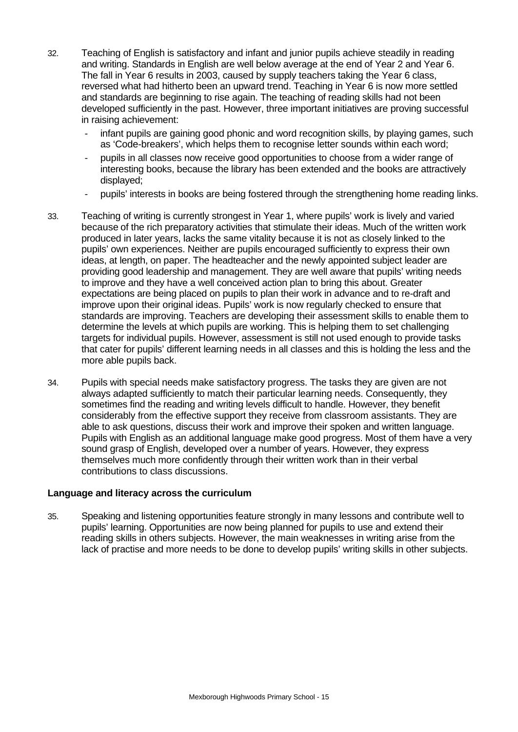32. Teaching of English is satisfactory and infant and junior pupils achieve steadily in reading and writing. Standards in English are well below average at the end of Year 2 and Year 6. The fall in Year 6 results in 2003, caused by supply teachers taking the Year 6 class, reversed what had hitherto been an upward trend. Teaching in Year 6 is now more settled and standards are beginning to rise again. The teaching of reading skills had not been developed sufficiently in the past. However, three important initiatives are proving successful in raising achievement:
    - infant pupils are gaining good phonic and word recognition skills, by playing games, such as 'Code-breakers', which helps them to recognise letter sounds within each word;
    - pupils in all classes now receive good opportunities to choose from a wider range of interesting books, because the library has been extended and the books are attractively displayed;
    - pupils' interests in books are being fostered through the strengthening home reading links.

33. Teaching of writing is currently strongest in Year 1, where pupils' work is lively and varied because of the rich preparatory activities that stimulate their ideas. Much of the written work produced in later years, lacks the same vitality because it is not as closely linked to the pupils' own experiences. Neither are pupils encouraged sufficiently to express their own ideas, at length, on paper. The headteacher and the newly appointed subject leader are providing good leadership and management. They are well aware that pupils' writing needs to improve and they have a well conceived action plan to bring this about. Greater expectations are being placed on pupils to plan their work in advance and to re-draft and improve upon their original ideas. Pupils' work is now regularly checked to ensure that standards are improving. Teachers are developing their assessment skills to enable them to determine the levels at which pupils are working. This is helping them to set challenging targets for individual pupils. However, assessment is still not used enough to provide tasks that cater for pupils' different learning needs in all classes and this is holding the less and the more able pupils back.

34. Pupils with special needs make satisfactory progress. The tasks they are given are not always adapted sufficiently to match their particular learning needs. Consequently, they sometimes find the reading and writing levels difficult to handle. However, they benefit considerably from the effective support they receive from classroom assistants. They are able to ask questions, discuss their work and improve their spoken and written language. Pupils with English as an additional language make good progress. Most of them have a very sound grasp of English, developed over a number of years. However, they express themselves much more confidently through their written work than in their verbal contributions to class discussions.

### Language and literacy across the curriculum

35. Speaking and listening opportunities feature strongly in many lessons and contribute well to pupils' learning. Opportunities are now being planned for pupils to use and extend their reading skills in others subjects. However, the main weaknesses in writing arise from the lack of practise and more needs to be done to develop pupils' writing skills in other subjects.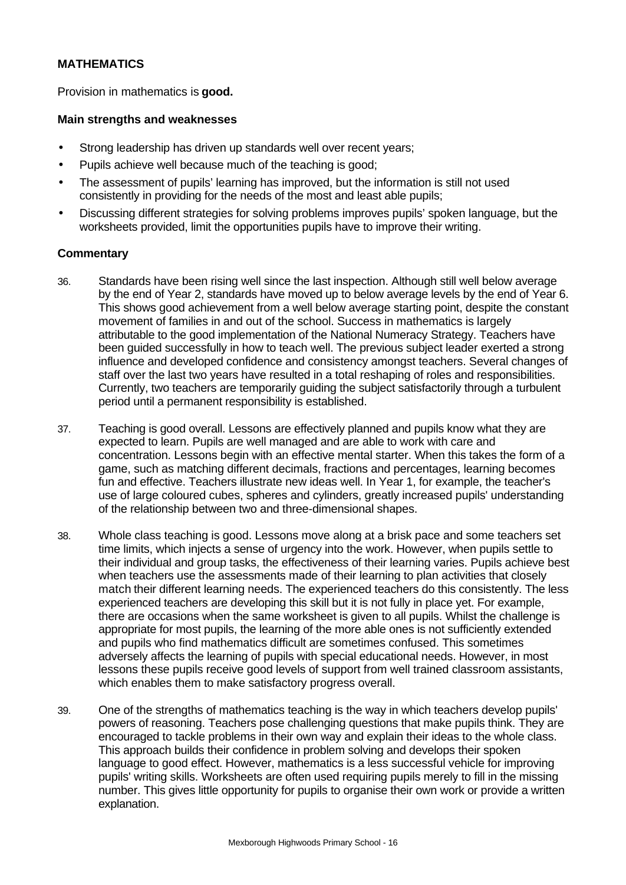## MATHEMATICS

Provision in mathematics is **good.**

### Main strengths and weaknesses

- Strong leadership has driven up standards well over recent years;
- Pupils achieve well because much of the teaching is good;
- The assessment of pupils' learning has improved, but the information is still not used consistently in providing for the needs of the most and least able pupils;
- Discussing different strategies for solving problems improves pupils' spoken language, but the worksheets provided, limit the opportunities pupils have to improve their writing.

### Commentary

36. Standards have been rising well since the last inspection. Although still well below average by the end of Year 2, standards have moved up to below average levels by the end of Year 6. This shows good achievement from a well below average starting point, despite the constant movement of families in and out of the school. Success in mathematics is largely attributable to the good implementation of the National Numeracy Strategy. Teachers have been guided successfully in how to teach well. The previous subject leader exerted a strong influence and developed confidence and consistency amongst teachers. Several changes of staff over the last two years have resulted in a total reshaping of roles and responsibilities. Currently, two teachers are temporarily guiding the subject satisfactorily through a turbulent period until a permanent responsibility is established.

37. Teaching is good overall. Lessons are effectively planned and pupils know what they are expected to learn. Pupils are well managed and are able to work with care and concentration. Lessons begin with an effective mental starter. When this takes the form of a game, such as matching different decimals, fractions and percentages, learning becomes fun and effective. Teachers illustrate new ideas well. In Year 1, for example, the teacher's use of large coloured cubes, spheres and cylinders, greatly increased pupils' understanding of the relationship between two and three-dimensional shapes.

38. Whole class teaching is good. Lessons move along at a brisk pace and some teachers set time limits, which injects a sense of urgency into the work. However, when pupils settle to their individual and group tasks, the effectiveness of their learning varies. Pupils achieve best when teachers use the assessments made of their learning to plan activities that closely match their different learning needs. The experienced teachers do this consistently. The less experienced teachers are developing this skill but it is not fully in place yet. For example, there are occasions when the same worksheet is given to all pupils. Whilst the challenge is appropriate for most pupils, the learning of the more able ones is not sufficiently extended and pupils who find mathematics difficult are sometimes confused. This sometimes adversely affects the learning of pupils with special educational needs. However, in most lessons these pupils receive good levels of support from well trained classroom assistants, which enables them to make satisfactory progress overall.

39. One of the strengths of mathematics teaching is the way in which teachers develop pupils' powers of reasoning. Teachers pose challenging questions that make pupils think. They are encouraged to tackle problems in their own way and explain their ideas to the whole class. This approach builds their confidence in problem solving and develops their spoken language to good effect. However, mathematics is a less successful vehicle for improving pupils' writing skills. Worksheets are often used requiring pupils merely to fill in the missing number. This gives little opportunity for pupils to organise their own work or provide a written explanation.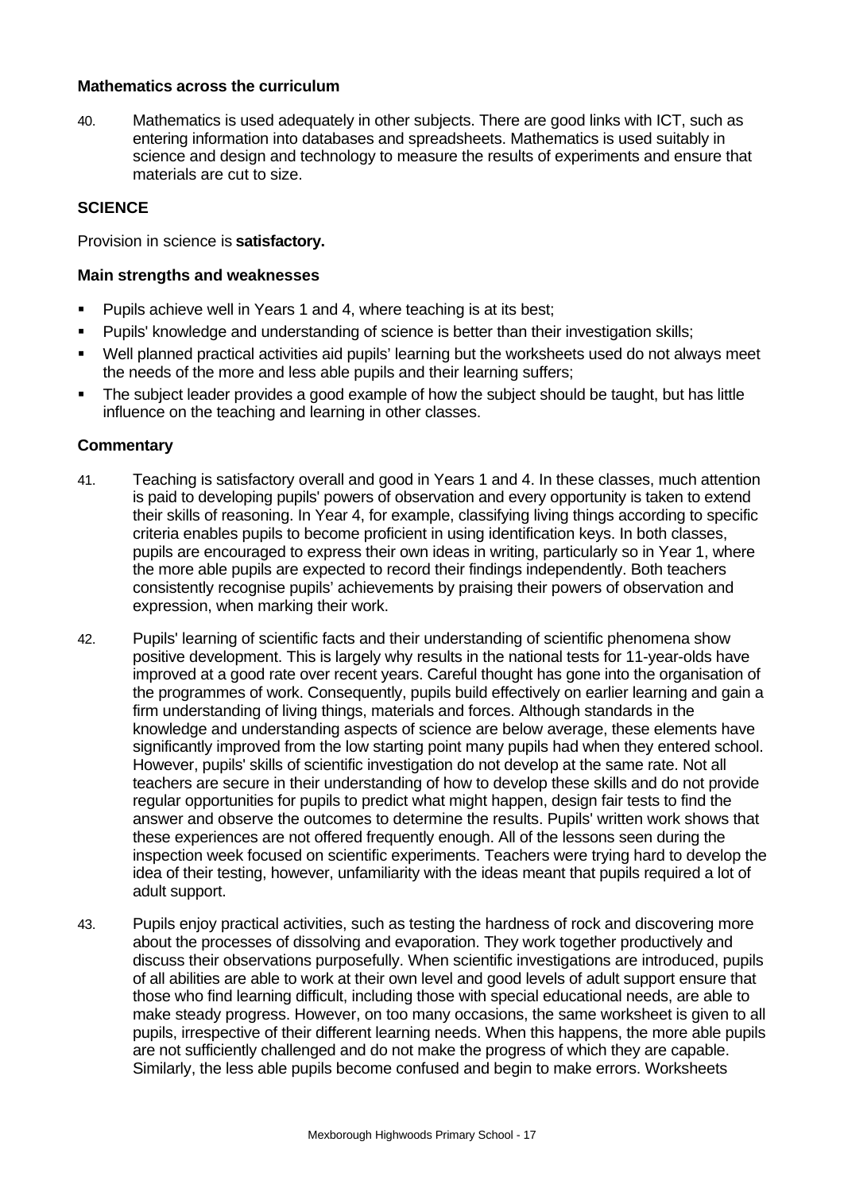### Mathematics across the curriculum

40. Mathematics is used adequately in other subjects. There are good links with ICT, such as entering information into databases and spreadsheets. Mathematics is used suitably in science and design and technology to measure the results of experiments and ensure that materials are cut to size.

## SCIENCE

Provision in science is **satisfactory.**

### Main strengths and weaknesses

- Pupils achieve well in Years 1 and 4, where teaching is at its best;
- Pupils' knowledge and understanding of science is better than their investigation skills;
- Well planned practical activities aid pupils' learning but the worksheets used do not always meet the needs of the more and less able pupils and their learning suffers;
- The subject leader provides a good example of how the subject should be taught, but has little influence on the teaching and learning in other classes.

### Commentary

41. Teaching is satisfactory overall and good in Years 1 and 4. In these classes, much attention is paid to developing pupils' powers of observation and every opportunity is taken to extend their skills of reasoning. In Year 4, for example, classifying living things according to specific criteria enables pupils to become proficient in using identification keys. In both classes, pupils are encouraged to express their own ideas in writing, particularly so in Year 1, where the more able pupils are expected to record their findings independently. Both teachers consistently recognise pupils' achievements by praising their powers of observation and expression, when marking their work.

42. Pupils' learning of scientific facts and their understanding of scientific phenomena show positive development. This is largely why results in the national tests for 11-year-olds have improved at a good rate over recent years. Careful thought has gone into the organisation of the programmes of work. Consequently, pupils build effectively on earlier learning and gain a firm understanding of living things, materials and forces. Although standards in the knowledge and understanding aspects of science are below average, these elements have significantly improved from the low starting point many pupils had when they entered school. However, pupils' skills of scientific investigation do not develop at the same rate. Not all teachers are secure in their understanding of how to develop these skills and do not provide regular opportunities for pupils to predict what might happen, design fair tests to find the answer and observe the outcomes to determine the results. Pupils' written work shows that these experiences are not offered frequently enough. All of the lessons seen during the inspection week focused on scientific experiments. Teachers were trying hard to develop the idea of their testing, however, unfamiliarity with the ideas meant that pupils required a lot of adult support.

43. Pupils enjoy practical activities, such as testing the hardness of rock and discovering more about the processes of dissolving and evaporation. They work together productively and discuss their observations purposefully. When scientific investigations are introduced, pupils of all abilities are able to work at their own level and good levels of adult support ensure that those who find learning difficult, including those with special educational needs, are able to make steady progress. However, on too many occasions, the same worksheet is given to all pupils, irrespective of their different learning needs. When this happens, the more able pupils are not sufficiently challenged and do not make the progress of which they are capable. Similarly, the less able pupils become confused and begin to make errors. Worksheets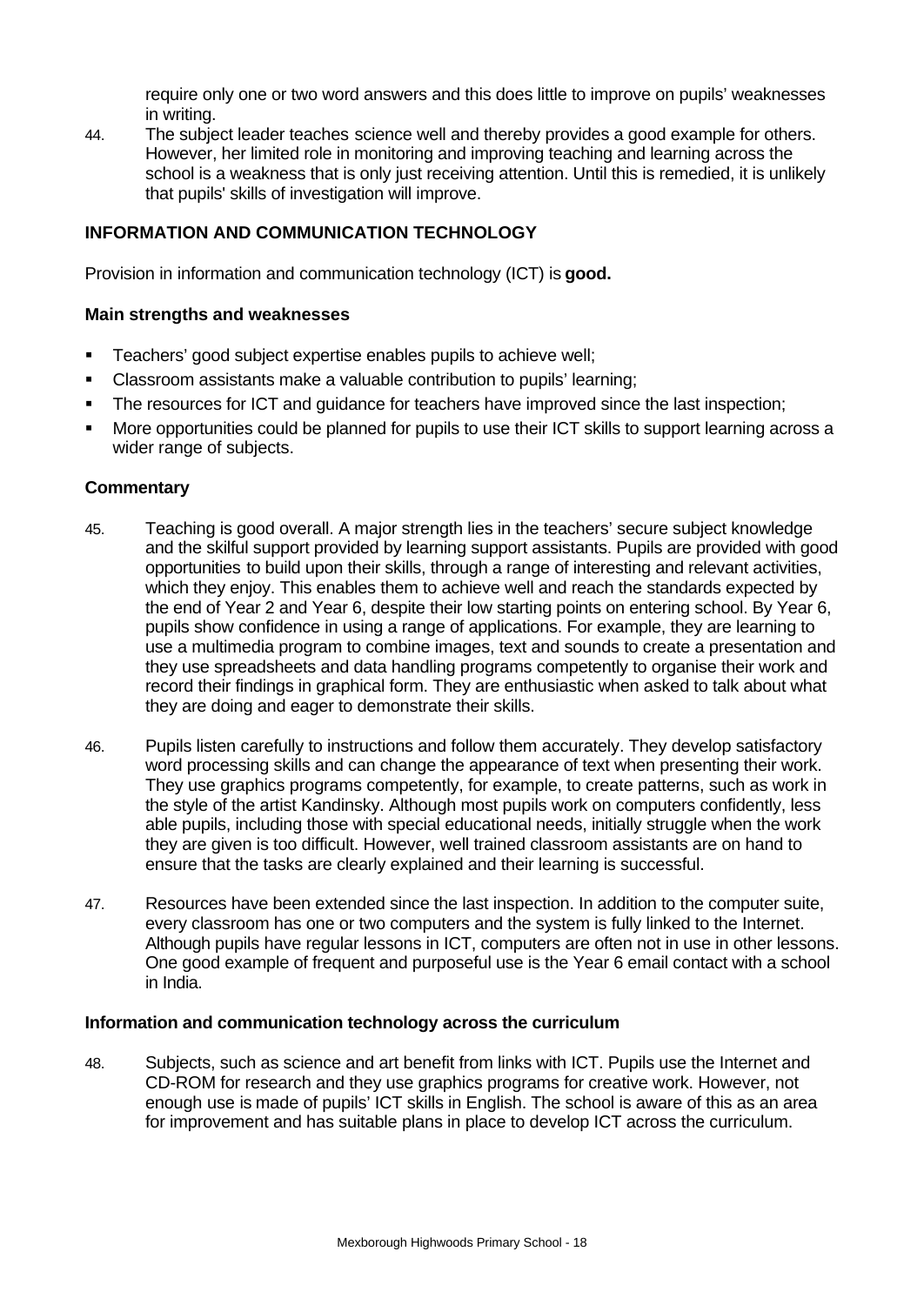require only one or two word answers and this does little to improve on pupils' weaknesses in writing.

44. The subject leader teaches science well and thereby provides a good example for others. However, her limited role in monitoring and improving teaching and learning across the school is a weakness that is only just receiving attention. Until this is remedied, it is unlikely that pupils' skills of investigation will improve.

## INFORMATION AND COMMUNICATION TECHNOLOGY

Provision in information and communication technology (ICT) is **good.**

### Main strengths and weaknesses

- Teachers' good subject expertise enables pupils to achieve well;
- Classroom assistants make a valuable contribution to pupils' learning;
- The resources for ICT and guidance for teachers have improved since the last inspection;
- More opportunities could be planned for pupils to use their ICT skills to support learning across a wider range of subjects.

### Commentary

45. Teaching is good overall. A major strength lies in the teachers' secure subject knowledge and the skilful support provided by learning support assistants. Pupils are provided with good opportunities to build upon their skills, through a range of interesting and relevant activities, which they enjoy. This enables them to achieve well and reach the standards expected by the end of Year 2 and Year 6, despite their low starting points on entering school. By Year 6, pupils show confidence in using a range of applications. For example, they are learning to use a multimedia program to combine images, text and sounds to create a presentation and they use spreadsheets and data handling programs competently to organise their work and record their findings in graphical form. They are enthusiastic when asked to talk about what they are doing and eager to demonstrate their skills.

46. Pupils listen carefully to instructions and follow them accurately. They develop satisfactory word processing skills and can change the appearance of text when presenting their work. They use graphics programs competently, for example, to create patterns, such as work in the style of the artist Kandinsky. Although most pupils work on computers confidently, less able pupils, including those with special educational needs, initially struggle when the work they are given is too difficult. However, well trained classroom assistants are on hand to ensure that the tasks are clearly explained and their learning is successful.

47. Resources have been extended since the last inspection. In addition to the computer suite, every classroom has one or two computers and the system is fully linked to the Internet. Although pupils have regular lessons in ICT, computers are often not in use in other lessons. One good example of frequent and purposeful use is the Year 6 email contact with a school in India.

### Information and communication technology across the curriculum

48. Subjects, such as science and art benefit from links with ICT. Pupils use the Internet and CD-ROM for research and they use graphics programs for creative work. However, not enough use is made of pupils' ICT skills in English. The school is aware of this as an area for improvement and has suitable plans in place to develop ICT across the curriculum.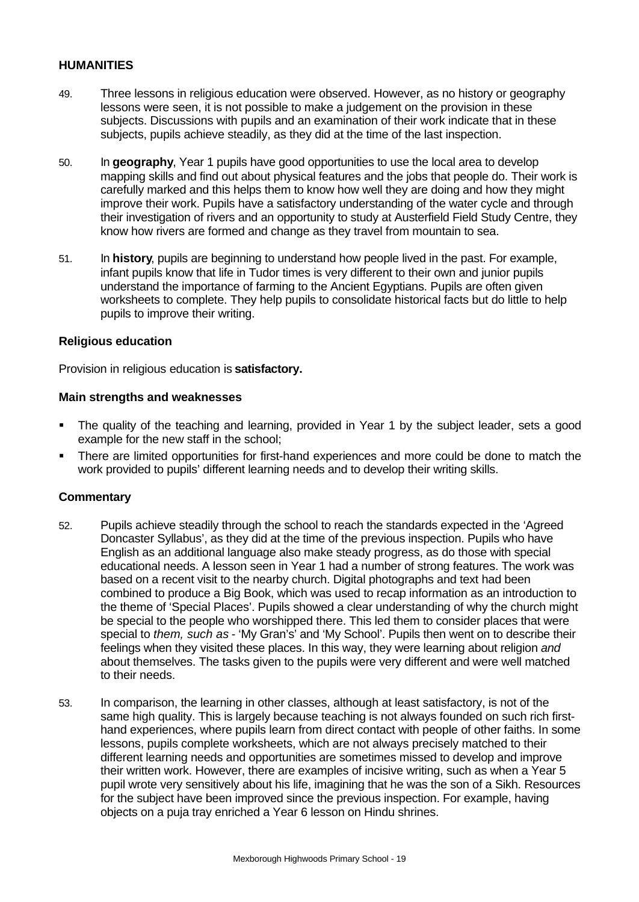## HUMANITIES

49. Three lessons in religious education were observed. However, as no history or geography lessons were seen, it is not possible to make a judgement on the provision in these subjects. Discussions with pupils and an examination of their work indicate that in these subjects, pupils achieve steadily, as they did at the time of the last inspection.

50. In **geography**, Year 1 pupils have good opportunities to use the local area to develop mapping skills and find out about physical features and the jobs that people do. Their work is carefully marked and this helps them to know how well they are doing and how they might improve their work. Pupils have a satisfactory understanding of the water cycle and through their investigation of rivers and an opportunity to study at Austerfield Field Study Centre, they know how rivers are formed and change as they travel from mountain to sea.

51. In **history**, pupils are beginning to understand how people lived in the past. For example, infant pupils know that life in Tudor times is very different to their own and junior pupils understand the importance of farming to the Ancient Egyptians. Pupils are often given worksheets to complete. They help pupils to consolidate historical facts but do little to help pupils to improve their writing.

### Religious education

Provision in religious education is **satisfactory.**

### Main strengths and weaknesses

- The quality of the teaching and learning, provided in Year 1 by the subject leader, sets a good example for the new staff in the school;
- There are limited opportunities for first-hand experiences and more could be done to match the work provided to pupils' different learning needs and to develop their writing skills.

### Commentary

52. Pupils achieve steadily through the school to reach the standards expected in the 'Agreed Doncaster Syllabus', as they did at the time of the previous inspection. Pupils who have English as an additional language also make steady progress, as do those with special educational needs. A lesson seen in Year 1 had a number of strong features. The work was based on a recent visit to the nearby church. Digital photographs and text had been combined to produce a Big Book, which was used to recap information as an introduction to the theme of 'Special Places'. Pupils showed a clear understanding of why the church might be special to the people who worshipped there. This led them to consider places that were special to *them, such as* - 'My Gran's' and 'My School'. Pupils then went on to describe their feelings when they visited these places. In this way, they were learning about religion *and* about themselves. The tasks given to the pupils were very different and were well matched to their needs.

53. In comparison, the learning in other classes, although at least satisfactory, is not of the same high quality. This is largely because teaching is not always founded on such rich first-hand experiences, where pupils learn from direct contact with people of other faiths. In some lessons, pupils complete worksheets, which are not always precisely matched to their different learning needs and opportunities are sometimes missed to develop and improve their written work. However, there are examples of incisive writing, such as when a Year 5 pupil wrote very sensitively about his life, imagining that he was the son of a Sikh. Resources for the subject have been improved since the previous inspection. For example, having objects on a puja tray enriched a Year 6 lesson on Hindu shrines.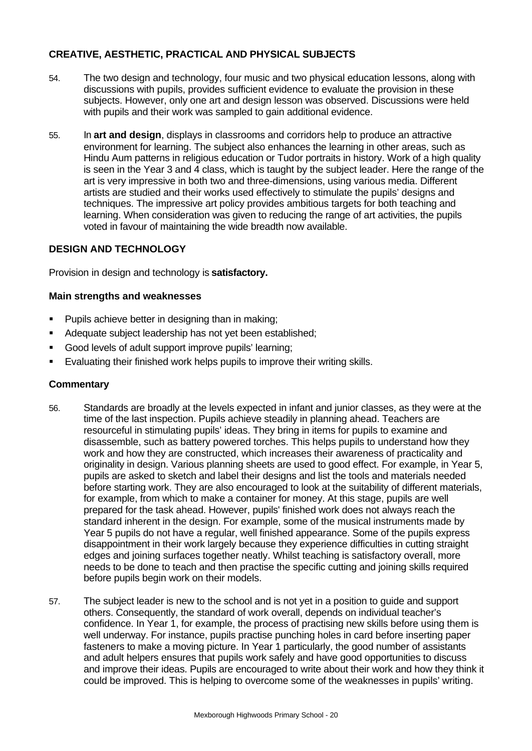## CREATIVE, AESTHETIC, PRACTICAL AND PHYSICAL SUBJECTS

54. The two design and technology, four music and two physical education lessons, along with discussions with pupils, provides sufficient evidence to evaluate the provision in these subjects. However, only one art and design lesson was observed. Discussions were held with pupils and their work was sampled to gain additional evidence.

55. In **art and design**, displays in classrooms and corridors help to produce an attractive environment for learning. The subject also enhances the learning in other areas, such as Hindu Aum patterns in religious education or Tudor portraits in history. Work of a high quality is seen in the Year 3 and 4 class, which is taught by the subject leader. Here the range of the art is very impressive in both two and three-dimensions, using various media. Different artists are studied and their works used effectively to stimulate the pupils' designs and techniques. The impressive art policy provides ambitious targets for both teaching and learning. When consideration was given to reducing the range of art activities, the pupils voted in favour of maintaining the wide breadth now available.

## DESIGN AND TECHNOLOGY

Provision in design and technology is **satisfactory.**

### Main strengths and weaknesses

- Pupils achieve better in designing than in making;
- Adequate subject leadership has not yet been established;
- Good levels of adult support improve pupils' learning;
- Evaluating their finished work helps pupils to improve their writing skills.

### Commentary

56. Standards are broadly at the levels expected in infant and junior classes, as they were at the time of the last inspection. Pupils achieve steadily in planning ahead. Teachers are resourceful in stimulating pupils' ideas. They bring in items for pupils to examine and disassemble, such as battery powered torches. This helps pupils to understand how they work and how they are constructed, which increases their awareness of practicality and originality in design. Various planning sheets are used to good effect. For example, in Year 5, pupils are asked to sketch and label their designs and list the tools and materials needed before starting work. They are also encouraged to look at the suitability of different materials, for example, from which to make a container for money. At this stage, pupils are well prepared for the task ahead. However, pupils' finished work does not always reach the standard inherent in the design. For example, some of the musical instruments made by Year 5 pupils do not have a regular, well finished appearance. Some of the pupils express disappointment in their work largely because they experience difficulties in cutting straight edges and joining surfaces together neatly. Whilst teaching is satisfactory overall, more needs to be done to teach and then practise the specific cutting and joining skills required before pupils begin work on their models.

57. The subject leader is new to the school and is not yet in a position to guide and support others. Consequently, the standard of work overall, depends on individual teacher's confidence. In Year 1, for example, the process of practising new skills before using them is well underway. For instance, pupils practise punching holes in card before inserting paper fasteners to make a moving picture. In Year 1 particularly, the good number of assistants and adult helpers ensures that pupils work safely and have good opportunities to discuss and improve their ideas. Pupils are encouraged to write about their work and how they think it could be improved. This is helping to overcome some of the weaknesses in pupils' writing.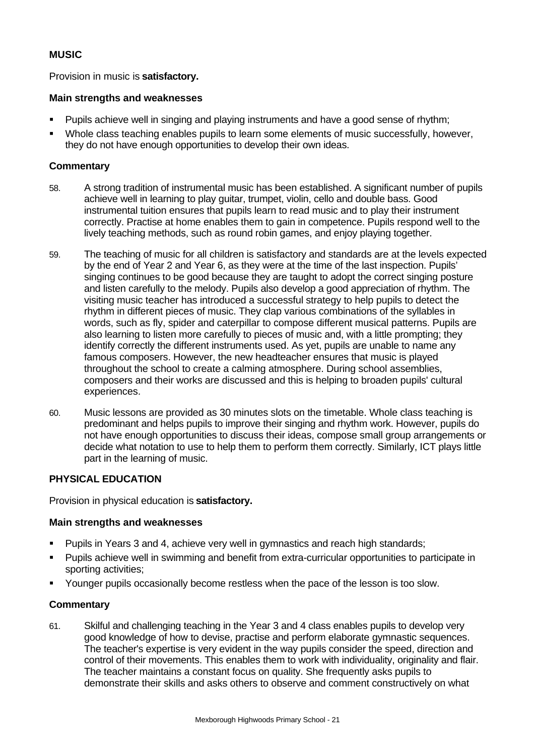## MUSIC

Provision in music is **satisfactory.**

### Main strengths and weaknesses

- Pupils achieve well in singing and playing instruments and have a good sense of rhythm;
- Whole class teaching enables pupils to learn some elements of music successfully, however, they do not have enough opportunities to develop their own ideas.

### Commentary

58. A strong tradition of instrumental music has been established. A significant number of pupils achieve well in learning to play guitar, trumpet, violin, cello and double bass. Good instrumental tuition ensures that pupils learn to read music and to play their instrument correctly. Practise at home enables them to gain in competence. Pupils respond well to the lively teaching methods, such as round robin games, and enjoy playing together.

59. The teaching of music for all children is satisfactory and standards are at the levels expected by the end of Year 2 and Year 6, as they were at the time of the last inspection. Pupils' singing continues to be good because they are taught to adopt the correct singing posture and listen carefully to the melody. Pupils also develop a good appreciation of rhythm. The visiting music teacher has introduced a successful strategy to help pupils to detect the rhythm in different pieces of music. They clap various combinations of the syllables in words, such as fly, spider and caterpillar to compose different musical patterns. Pupils are also learning to listen more carefully to pieces of music and, with a little prompting; they identify correctly the different instruments used. As yet, pupils are unable to name any famous composers. However, the new headteacher ensures that music is played throughout the school to create a calming atmosphere. During school assemblies, composers and their works are discussed and this is helping to broaden pupils' cultural experiences.

60. Music lessons are provided as 30 minutes slots on the timetable. Whole class teaching is predominant and helps pupils to improve their singing and rhythm work. However, pupils do not have enough opportunities to discuss their ideas, compose small group arrangements or decide what notation to use to help them to perform them correctly. Similarly, ICT plays little part in the learning of music.

## PHYSICAL EDUCATION

Provision in physical education is **satisfactory.**

### Main strengths and weaknesses

- Pupils in Years 3 and 4, achieve very well in gymnastics and reach high standards;
- Pupils achieve well in swimming and benefit from extra-curricular opportunities to participate in sporting activities;
- Younger pupils occasionally become restless when the pace of the lesson is too slow.

### Commentary

61. Skilful and challenging teaching in the Year 3 and 4 class enables pupils to develop very good knowledge of how to devise, practise and perform elaborate gymnastic sequences. The teacher's expertise is very evident in the way pupils consider the speed, direction and control of their movements. This enables them to work with individuality, originality and flair. The teacher maintains a constant focus on quality. She frequently asks pupils to demonstrate their skills and asks others to observe and comment constructively on what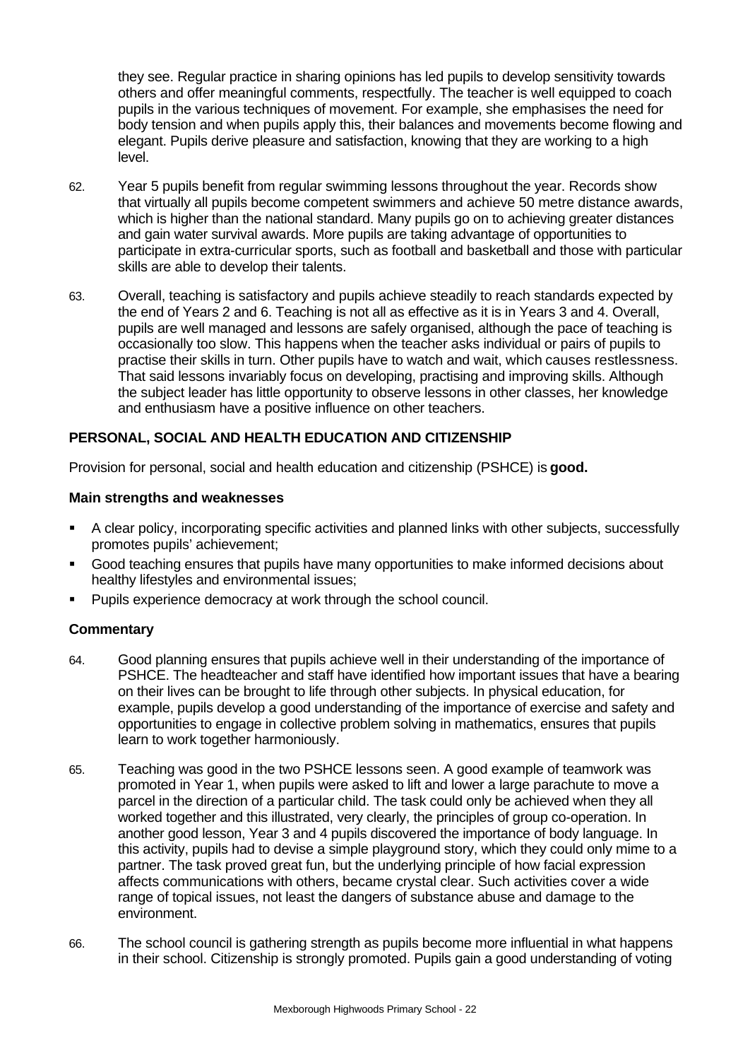they see. Regular practice in sharing opinions has led pupils to develop sensitivity towards others and offer meaningful comments, respectfully. The teacher is well equipped to coach pupils in the various techniques of movement. For example, she emphasises the need for body tension and when pupils apply this, their balances and movements become flowing and elegant. Pupils derive pleasure and satisfaction, knowing that they are working to a high level.

62. Year 5 pupils benefit from regular swimming lessons throughout the year. Records show that virtually all pupils become competent swimmers and achieve 50 metre distance awards, which is higher than the national standard. Many pupils go on to achieving greater distances and gain water survival awards. More pupils are taking advantage of opportunities to participate in extra-curricular sports, such as football and basketball and those with particular skills are able to develop their talents.

63. Overall, teaching is satisfactory and pupils achieve steadily to reach standards expected by the end of Years 2 and 6. Teaching is not all as effective as it is in Years 3 and 4. Overall, pupils are well managed and lessons are safely organised, although the pace of teaching is occasionally too slow. This happens when the teacher asks individual or pairs of pupils to practise their skills in turn. Other pupils have to watch and wait, which causes restlessness. That said lessons invariably focus on developing, practising and improving skills. Although the subject leader has little opportunity to observe lessons in other classes, her knowledge and enthusiasm have a positive influence on other teachers.

## PERSONAL, SOCIAL AND HEALTH EDUCATION AND CITIZENSHIP

Provision for personal, social and health education and citizenship (PSHCE) is **good.**

### Main strengths and weaknesses

- A clear policy, incorporating specific activities and planned links with other subjects, successfully promotes pupils' achievement;
- Good teaching ensures that pupils have many opportunities to make informed decisions about healthy lifestyles and environmental issues;
- Pupils experience democracy at work through the school council.

### Commentary

64. Good planning ensures that pupils achieve well in their understanding of the importance of PSHCE. The headteacher and staff have identified how important issues that have a bearing on their lives can be brought to life through other subjects. In physical education, for example, pupils develop a good understanding of the importance of exercise and safety and opportunities to engage in collective problem solving in mathematics, ensures that pupils learn to work together harmoniously.

65. Teaching was good in the two PSHCE lessons seen. A good example of teamwork was promoted in Year 1, when pupils were asked to lift and lower a large parachute to move a parcel in the direction of a particular child. The task could only be achieved when they all worked together and this illustrated, very clearly, the principles of group co-operation. In another good lesson, Year 3 and 4 pupils discovered the importance of body language. In this activity, pupils had to devise a simple playground story, which they could only mime to a partner. The task proved great fun, but the underlying principle of how facial expression affects communications with others, became crystal clear. Such activities cover a wide range of topical issues, not least the dangers of substance abuse and damage to the environment.

66. The school council is gathering strength as pupils become more influential in what happens in their school. Citizenship is strongly promoted. Pupils gain a good understanding of voting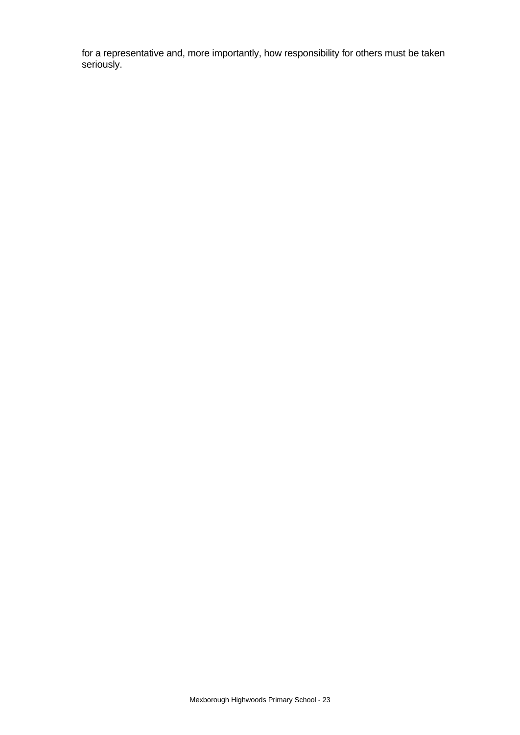for a representative and, more importantly, how responsibility for others must be taken seriously.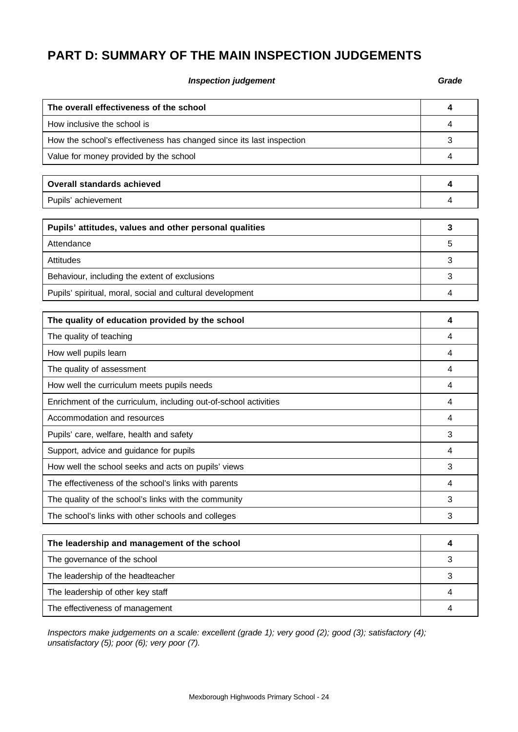# PART D: SUMMARY OF THE MAIN INSPECTION JUDGEMENTS

| *Inspection judgement* | *Grade* |
|---|---|
| **The overall effectiveness of the school** | **4** |
| How inclusive the school is | 4 |
| How the school's effectiveness has changed since its last inspection | 3 |
| Value for money provided by the school | 4 |

| | |
|---|---|
| **Overall standards achieved** | **4** |
| Pupils' achievement | 4 |

| | |
|---|---|
| **Pupils' attitudes, values and other personal qualities** | **3** |
| Attendance | 5 |
| Attitudes | 3 |
| Behaviour, including the extent of exclusions | 3 |
| Pupils' spiritual, moral, social and cultural development | 4 |

| | |
|---|---|
| **The quality of education provided by the school** | **4** |
| The quality of teaching | 4 |
| How well pupils learn | 4 |
| The quality of assessment | 4 |
| How well the curriculum meets pupils needs | 4 |
| Enrichment of the curriculum, including out-of-school activities | 4 |
| Accommodation and resources | 4 |
| Pupils' care, welfare, health and safety | 3 |
| Support, advice and guidance for pupils | 4 |
| How well the school seeks and acts on pupils' views | 3 |
| The effectiveness of the school's links with parents | 4 |
| The quality of the school's links with the community | 3 |
| The school's links with other schools and colleges | 3 |

| | |
|---|---|
| **The leadership and management of the school** | **4** |
| The governance of the school | 3 |
| The leadership of the headteacher | 3 |
| The leadership of other key staff | 4 |
| The effectiveness of management | 4 |

*Inspectors make judgements on a scale: excellent (grade 1); very good (2); good (3); satisfactory (4); unsatisfactory (5); poor (6); very poor (7).*